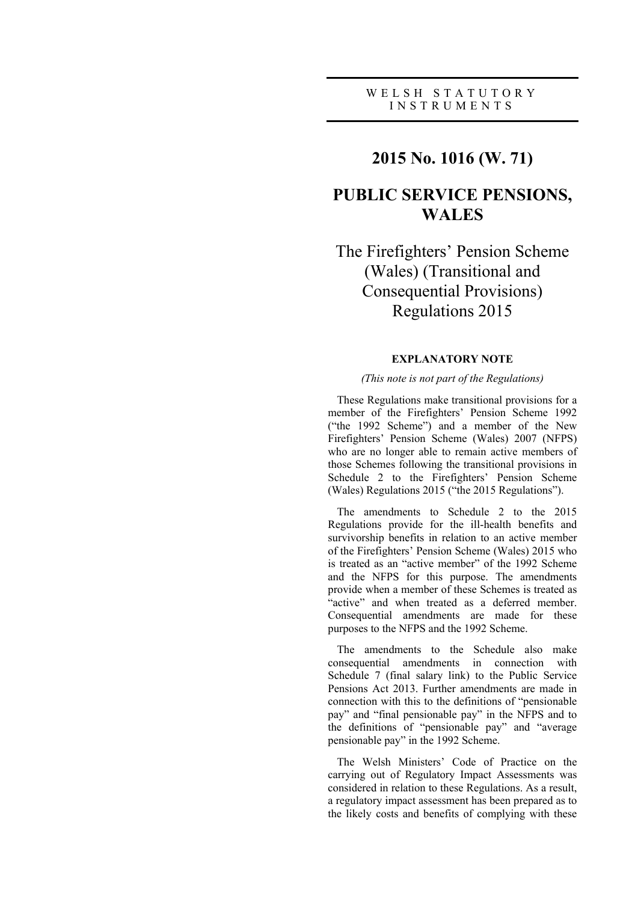WELSH STATUTORY INSTRUMENTS

# 2015 No. 1016 (W. 71)

# PUBLIC SERVICE PENSIONS, WALES

## The Firefighters' Pension Scheme (Wales) (Transitional and Consequential Provisions) Regulations 2015

### EXPLANATORY NOTE

*(This note is not part of the Regulations)*

These Regulations make transitional provisions for a member of the Firefighters' Pension Scheme 1992 ("the 1992 Scheme") and a member of the New Firefighters' Pension Scheme (Wales) 2007 (NFPS) who are no longer able to remain active members of those Schemes following the transitional provisions in Schedule 2 to the Firefighters' Pension Scheme (Wales) Regulations 2015 ("the 2015 Regulations").

The amendments to Schedule 2 to the 2015 Regulations provide for the ill-health benefits and survivorship benefits in relation to an active member of the Firefighters' Pension Scheme (Wales) 2015 who is treated as an "active member" of the 1992 Scheme and the NFPS for this purpose. The amendments provide when a member of these Schemes is treated as "active" and when treated as a deferred member. Consequential amendments are made for these purposes to the NFPS and the 1992 Scheme.

The amendments to the Schedule also make consequential amendments in connection with Schedule 7 (final salary link) to the Public Service Pensions Act 2013. Further amendments are made in connection with this to the definitions of "pensionable pay" and "final pensionable pay" in the NFPS and to the definitions of "pensionable pay" and "average pensionable pay" in the 1992 Scheme.

The Welsh Ministers' Code of Practice on the carrying out of Regulatory Impact Assessments was considered in relation to these Regulations. As a result, a regulatory impact assessment has been prepared as to the likely costs and benefits of complying with these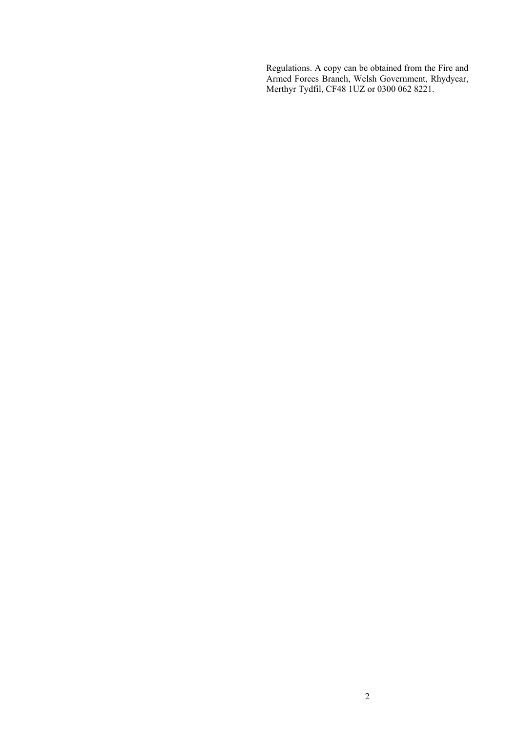Regulations. A copy can be obtained from the Fire and Armed Forces Branch, Welsh Government, Rhydycar, Merthyr Tydfil, CF48 1UZ or 0300 062 8221.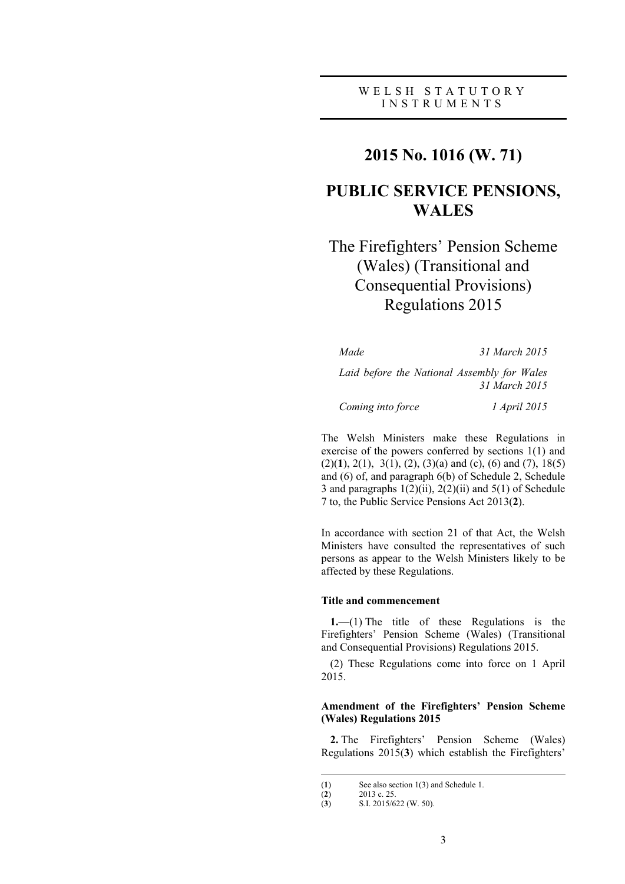WELSH STATUTORY INSTRUMENTS

# 2015 No. 1016 (W. 71)

# PUBLIC SERVICE PENSIONS, WALES

## The Firefighters' Pension Scheme (Wales) (Transitional and Consequential Provisions) Regulations 2015

*Made* 31 March 2015

*Laid before the National Assembly for Wales* 31 March 2015

*Coming into force* 1 April 2015

The Welsh Ministers make these Regulations in exercise of the powers conferred by sections 1(1) and (2)([1]), 2(1), 3(1), (2), (3)(a) and (c), (6) and (7), 18(5) and (6) of, and paragraph 6(b) of Schedule 2, Schedule 3 and paragraphs 1(2)(ii), 2(2)(ii) and 5(1) of Schedule 7 to, the Public Service Pensions Act 2013([2]).

In accordance with section 21 of that Act, the Welsh Ministers have consulted the representatives of such persons as appear to the Welsh Ministers likely to be affected by these Regulations.

**Title and commencement**

**1.**—(1) The title of these Regulations is the Firefighters' Pension Scheme (Wales) (Transitional and Consequential Provisions) Regulations 2015.

(2) These Regulations come into force on 1 April 2015.

**Amendment of the Firefighters' Pension Scheme (Wales) Regulations 2015**

**2.** The Firefighters' Pension Scheme (Wales) Regulations 2015([3]) which establish the Firefighters'

---

([1]) See also section 1(3) and Schedule 1.

([2]) 2013 c. 25.

([3]) S.I. 2015/622 (W. 50).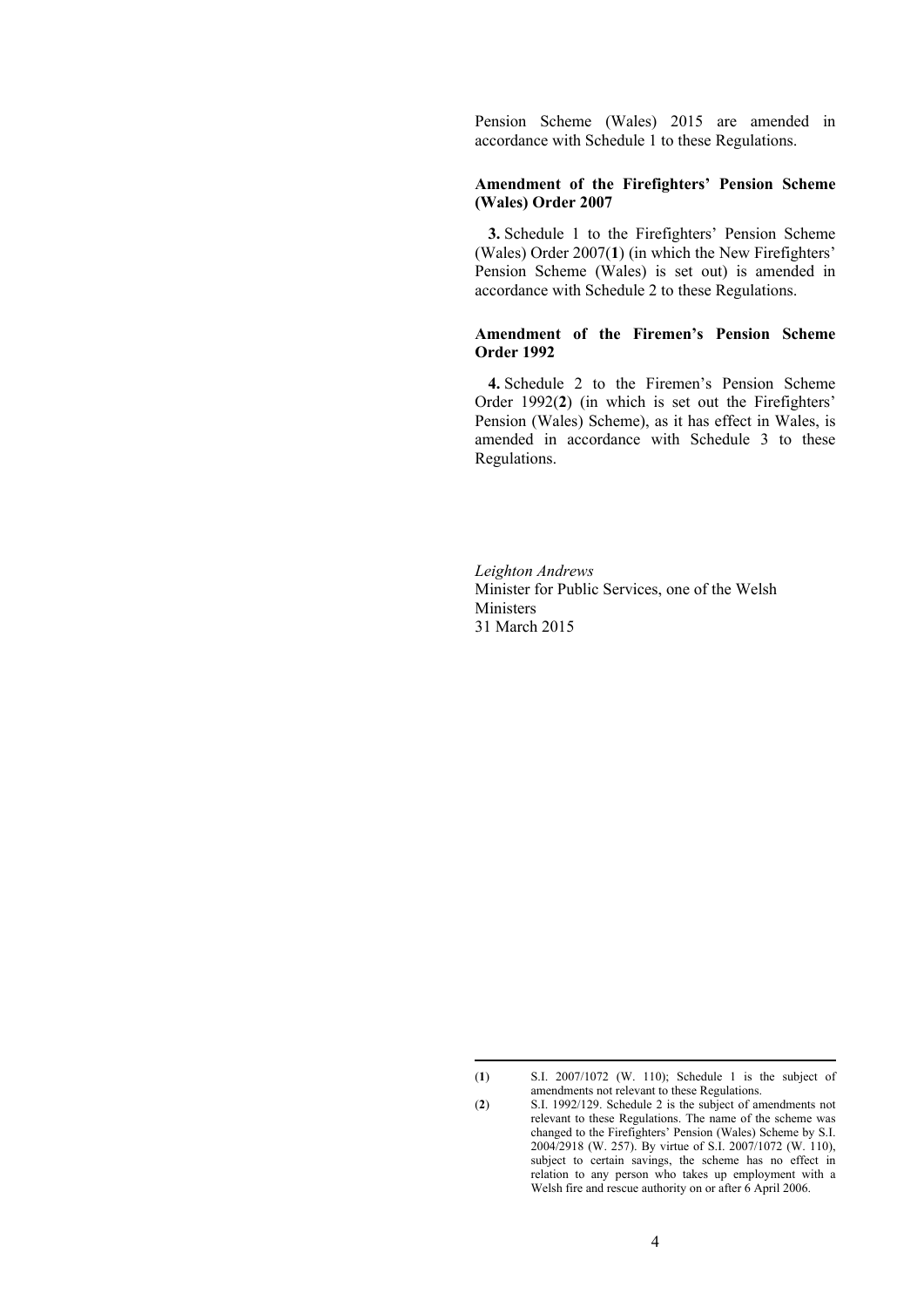Pension Scheme (Wales) 2015 are amended in accordance with Schedule 1 to these Regulations.

**Amendment of the Firefighters' Pension Scheme (Wales) Order 2007**

**3.** Schedule 1 to the Firefighters' Pension Scheme (Wales) Order 2007(**1**) (in which the New Firefighters' Pension Scheme (Wales) is set out) is amended in accordance with Schedule 2 to these Regulations.

**Amendment of the Firemen's Pension Scheme Order 1992**

**4.** Schedule 2 to the Firemen's Pension Scheme Order 1992(**2**) (in which is set out the Firefighters' Pension (Wales) Scheme), as it has effect in Wales, is amended in accordance with Schedule 3 to these Regulations.

*Leighton Andrews*
Minister for Public Services, one of the Welsh Ministers
31 March 2015

---

(**1**) S.I. 2007/1072 (W. 110); Schedule 1 is the subject of amendments not relevant to these Regulations.

(**2**) S.I. 1992/129. Schedule 2 is the subject of amendments not relevant to these Regulations. The name of the scheme was changed to the Firefighters' Pension (Wales) Scheme by S.I. 2004/2918 (W. 257). By virtue of S.I. 2007/1072 (W. 110), subject to certain savings, the scheme has no effect in relation to any person who takes up employment with a Welsh fire and rescue authority on or after 6 April 2006.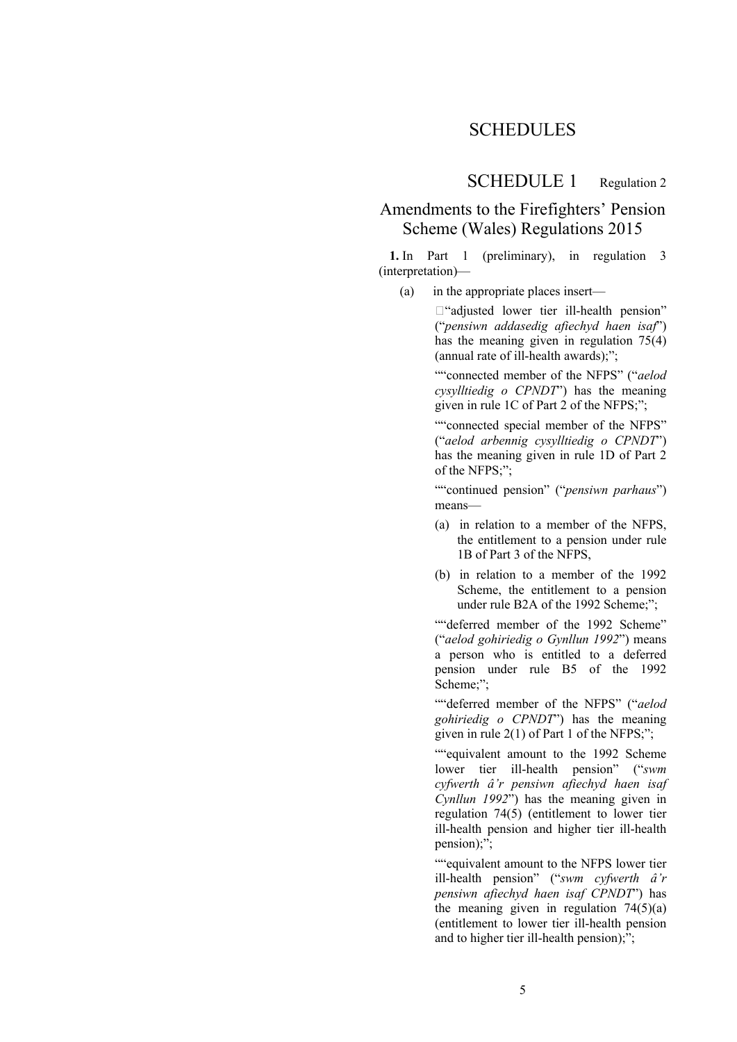# SCHEDULES

## SCHEDULE 1 Regulation 2

### Amendments to the Firefighters' Pension Scheme (Wales) Regulations 2015

**1.** In Part 1 (preliminary), in regulation 3 (interpretation)—

(a) in the appropriate places insert—

"adjusted lower tier ill-health pension" ("*pensiwn addasedig afiechyd haen isaf*") has the meaning given in regulation 75(4) (annual rate of ill-health awards);";

""connected member of the NFPS" ("*aelod cysylltiedig o CPNDT*") has the meaning given in rule 1C of Part 2 of the NFPS;";

""connected special member of the NFPS" ("*aelod arbennig cysylltiedig o CPNDT*") has the meaning given in rule 1D of Part 2 of the NFPS;";

""continued pension" ("*pensiwn parhaus*") means—

(a) in relation to a member of the NFPS, the entitlement to a pension under rule 1B of Part 3 of the NFPS,

(b) in relation to a member of the 1992 Scheme, the entitlement to a pension under rule B2A of the 1992 Scheme;";

""deferred member of the 1992 Scheme" ("*aelod gohiriedig o Gynllun 1992*") means a person who is entitled to a deferred pension under rule B5 of the 1992 Scheme;";

""deferred member of the NFPS" ("*aelod gohiriedig o CPNDT*") has the meaning given in rule 2(1) of Part 1 of the NFPS;";

""equivalent amount to the 1992 Scheme lower tier ill-health pension" ("*swm cyfwerth â'r pensiwn afiechyd haen isaf Cynllun 1992*") has the meaning given in regulation 74(5) (entitlement to lower tier ill-health pension and higher tier ill-health pension);";

""equivalent amount to the NFPS lower tier ill-health pension" ("*swm cyfwerth â'r pensiwn afiechyd haen isaf CPNDT*") has the meaning given in regulation 74(5)(a) (entitlement to lower tier ill-health pension and to higher tier ill-health pension);";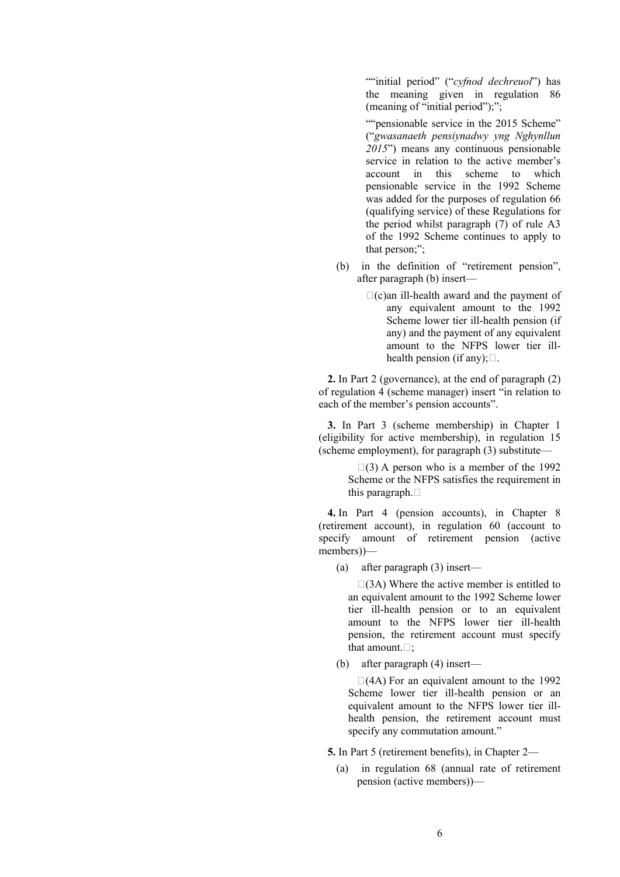""initial period" ("*cyfnod dechreuol*") has the meaning given in regulation 86 (meaning of "initial period");";

""pensionable service in the 2015 Scheme" ("*gwasanaeth pensiynadwy yng Nghynllun 2015*") means any continuous pensionable service in relation to the active member's account in this scheme to which pensionable service in the 1992 Scheme was added for the purposes of regulation 66 (qualifying service) of these Regulations for the period whilst paragraph (7) of rule A3 of the 1992 Scheme continues to apply to that person;";

(b) in the definition of "retirement pension", after paragraph (b) insert—

"(c)an ill-health award and the payment of any equivalent amount to the 1992 Scheme lower tier ill-health pension (if any) and the payment of any equivalent amount to the NFPS lower tier ill-health pension (if any);".

**2.** In Part 2 (governance), at the end of paragraph (2) of regulation 4 (scheme manager) insert "in relation to each of the member's pension accounts".

**3.** In Part 3 (scheme membership) in Chapter 1 (eligibility for active membership), in regulation 15 (scheme employment), for paragraph (3) substitute—

"(3) A person who is a member of the 1992 Scheme or the NFPS satisfies the requirement in this paragraph."

**4.** In Part 4 (pension accounts), in Chapter 8 (retirement account), in regulation 60 (account to specify amount of retirement pension (active members))—

(a) after paragraph (3) insert—

"(3A) Where the active member is entitled to an equivalent amount to the 1992 Scheme lower tier ill-health pension or to an equivalent amount to the NFPS lower tier ill-health pension, the retirement account must specify that amount.";

(b) after paragraph (4) insert—

"(4A) For an equivalent amount to the 1992 Scheme lower tier ill-health pension or an equivalent amount to the NFPS lower tier ill-health pension, the retirement account must specify any commutation amount."

**5.** In Part 5 (retirement benefits), in Chapter 2—

(a) in regulation 68 (annual rate of retirement pension (active members))—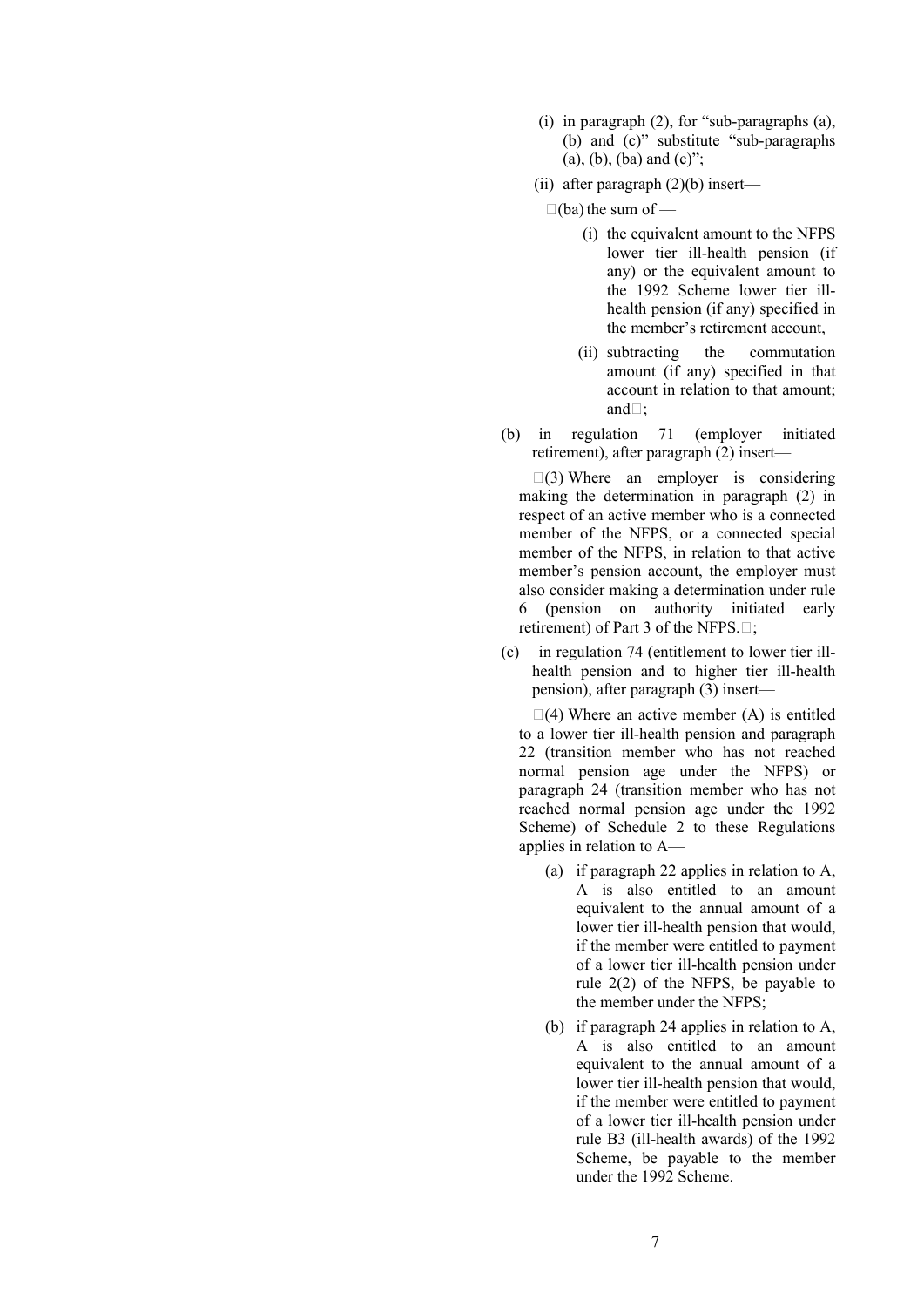(i) in paragraph (2), for "sub-paragraphs (a), (b) and (c)" substitute "sub-paragraphs (a), (b), (ba) and (c)";

(ii) after paragraph (2)(b) insert—

"(ba) the sum of —

(i) the equivalent amount to the NFPS lower tier ill-health pension (if any) or the equivalent amount to the 1992 Scheme lower tier ill-health pension (if any) specified in the member's retirement account,

(ii) subtracting the commutation amount (if any) specified in that account in relation to that amount; and";

(b) in regulation 71 (employer initiated retirement), after paragraph (2) insert—

"(3) Where an employer is considering making the determination in paragraph (2) in respect of an active member who is a connected member of the NFPS, or a connected special member of the NFPS, in relation to that active member's pension account, the employer must also consider making a determination under rule 6 (pension on authority initiated early retirement) of Part 3 of the NFPS.";

(c) in regulation 74 (entitlement to lower tier ill-health pension and to higher tier ill-health pension), after paragraph (3) insert—

"(4) Where an active member (A) is entitled to a lower tier ill-health pension and paragraph 22 (transition member who has not reached normal pension age under the NFPS) or paragraph 24 (transition member who has not reached normal pension age under the 1992 Scheme) of Schedule 2 to these Regulations applies in relation to A—

(a) if paragraph 22 applies in relation to A, A is also entitled to an amount equivalent to the annual amount of a lower tier ill-health pension that would, if the member were entitled to payment of a lower tier ill-health pension under rule 2(2) of the NFPS, be payable to the member under the NFPS;

(b) if paragraph 24 applies in relation to A, A is also entitled to an amount equivalent to the annual amount of a lower tier ill-health pension that would, if the member were entitled to payment of a lower tier ill-health pension under rule B3 (ill-health awards) of the 1992 Scheme, be payable to the member under the 1992 Scheme.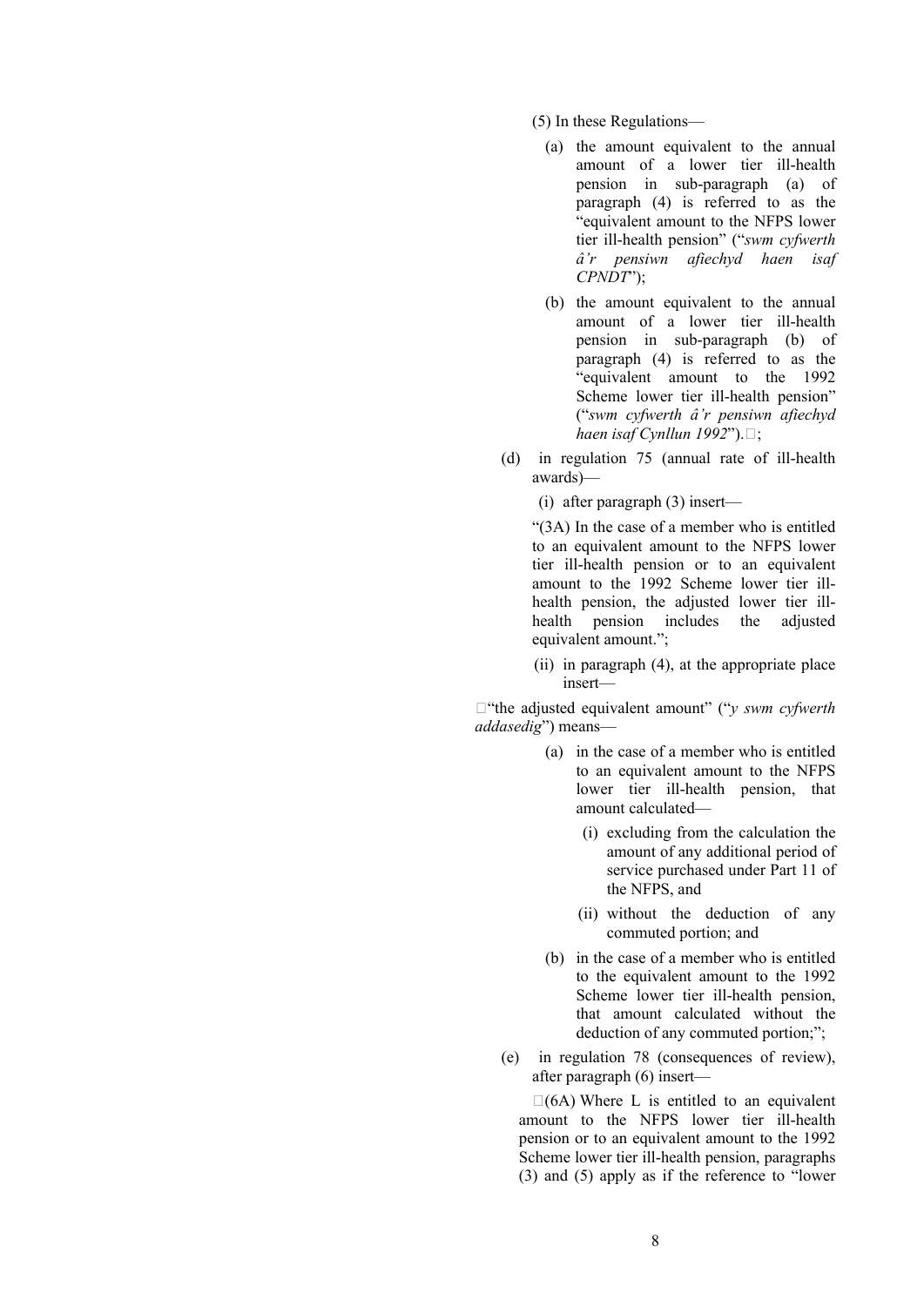(5) In these Regulations—

(a) the amount equivalent to the annual amount of a lower tier ill-health pension in sub-paragraph (a) of paragraph (4) is referred to as the "equivalent amount to the NFPS lower tier ill-health pension" ("*swm cyfwerth â'r pensiwn afiechyd haen isaf CPNDT*");

(b) the amount equivalent to the annual amount of a lower tier ill-health pension in sub-paragraph (b) of paragraph (4) is referred to as the "equivalent amount to the 1992 Scheme lower tier ill-health pension" ("*swm cyfwerth â'r pensiwn afiechyd haen isaf Cynllun 1992*").";

(d) in regulation 75 (annual rate of ill-health awards)—

(i) after paragraph (3) insert—

"(3A) In the case of a member who is entitled to an equivalent amount to the NFPS lower tier ill-health pension or to an equivalent amount to the 1992 Scheme lower tier ill-health pension, the adjusted lower tier ill-health pension includes the adjusted equivalent amount.";

(ii) in paragraph (4), at the appropriate place insert—

""the adjusted equivalent amount" ("*y swm cyfwerth addasedig*") means—

(a) in the case of a member who is entitled to an equivalent amount to the NFPS lower tier ill-health pension, that amount calculated—

(i) excluding from the calculation the amount of any additional period of service purchased under Part 11 of the NFPS, and

(ii) without the deduction of any commuted portion; and

(b) in the case of a member who is entitled to the equivalent amount to the 1992 Scheme lower tier ill-health pension, that amount calculated without the deduction of any commuted portion;";

(e) in regulation 78 (consequences of review), after paragraph (6) insert—

"(6A) Where L is entitled to an equivalent amount to the NFPS lower tier ill-health pension or to an equivalent amount to the 1992 Scheme lower tier ill-health pension, paragraphs (3) and (5) apply as if the reference to "lower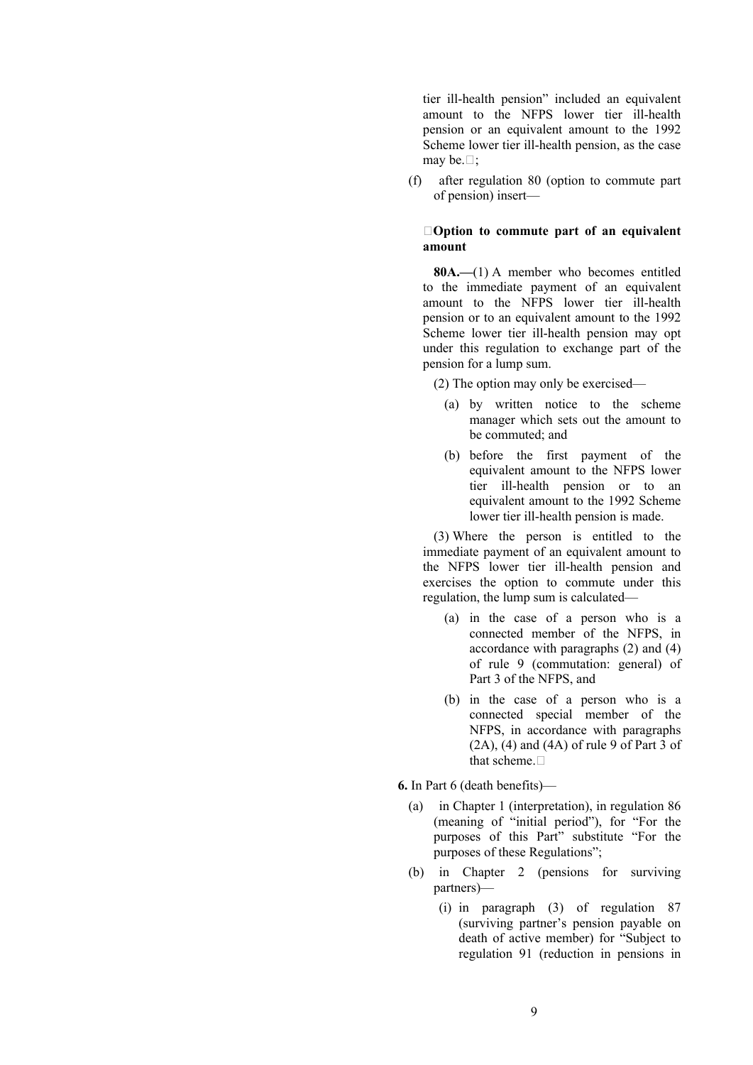tier ill-health pension" included an equivalent amount to the NFPS lower tier ill-health pension or an equivalent amount to the 1992 Scheme lower tier ill-health pension, as the case may be.";

(f) after regulation 80 (option to commute part of pension) insert—

"**Option to commute part of an equivalent amount**

**80A.—**(1) A member who becomes entitled to the immediate payment of an equivalent amount to the NFPS lower tier ill-health pension or to an equivalent amount to the 1992 Scheme lower tier ill-health pension may opt under this regulation to exchange part of the pension for a lump sum.

(2) The option may only be exercised—

(a) by written notice to the scheme manager which sets out the amount to be commuted; and

(b) before the first payment of the equivalent amount to the NFPS lower tier ill-health pension or to an equivalent amount to the 1992 Scheme lower tier ill-health pension is made.

(3) Where the person is entitled to the immediate payment of an equivalent amount to the NFPS lower tier ill-health pension and exercises the option to commute under this regulation, the lump sum is calculated—

(a) in the case of a person who is a connected member of the NFPS, in accordance with paragraphs (2) and (4) of rule 9 (commutation: general) of Part 3 of the NFPS, and

(b) in the case of a person who is a connected special member of the NFPS, in accordance with paragraphs (2A), (4) and (4A) of rule 9 of Part 3 of that scheme."

**6.** In Part 6 (death benefits)—

(a) in Chapter 1 (interpretation), in regulation 86 (meaning of "initial period"), for "For the purposes of this Part" substitute "For the purposes of these Regulations";

(b) in Chapter 2 (pensions for surviving partners)—

(i) in paragraph (3) of regulation 87 (surviving partner's pension payable on death of active member) for "Subject to regulation 91 (reduction in pensions in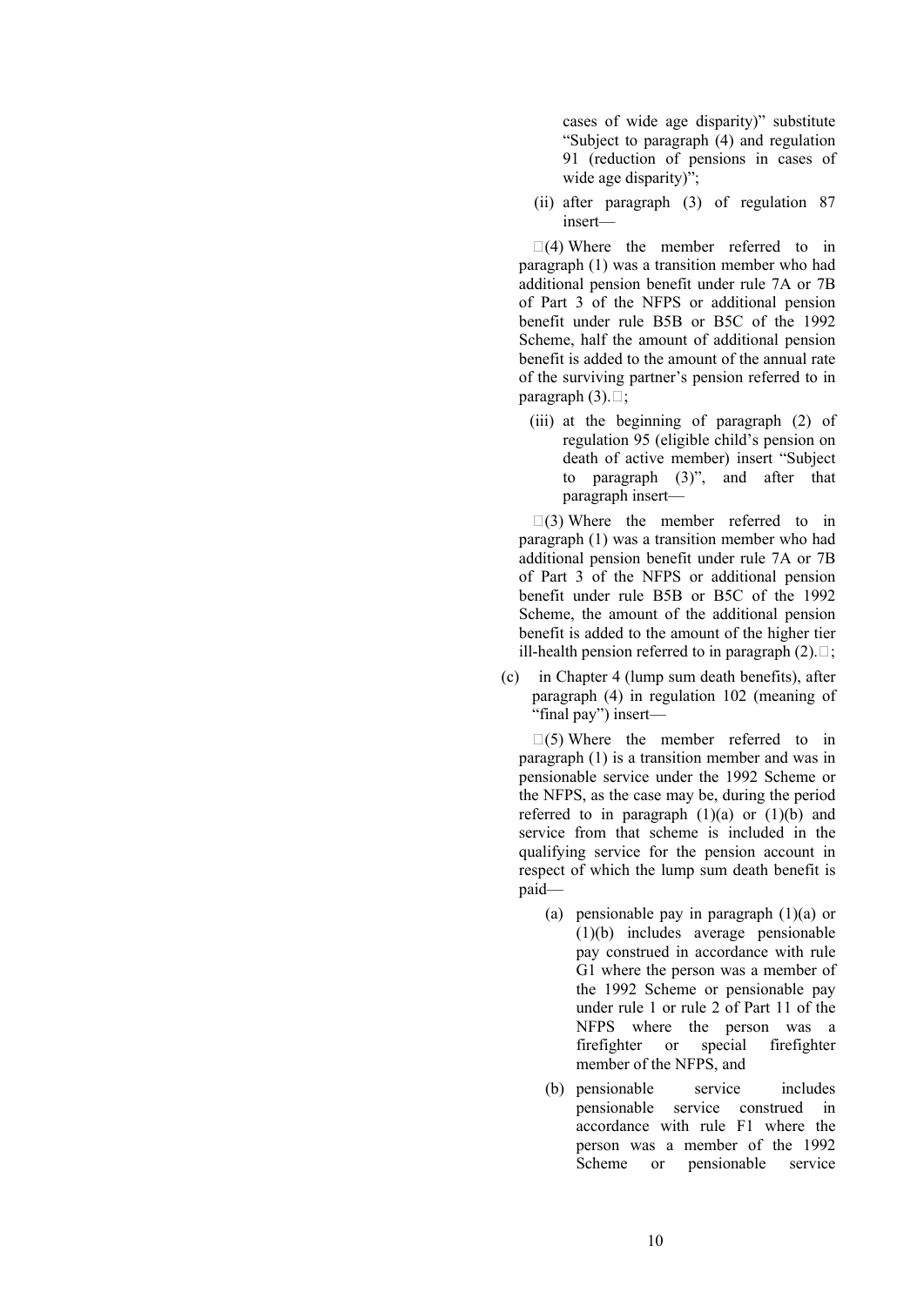cases of wide age disparity)" substitute "Subject to paragraph (4) and regulation 91 (reduction of pensions in cases of wide age disparity)";

(ii) after paragraph (3) of regulation 87 insert—

"(4) Where the member referred to in paragraph (1) was a transition member who had additional pension benefit under rule 7A or 7B of Part 3 of the NFPS or additional pension benefit under rule B5B or B5C of the 1992 Scheme, half the amount of additional pension benefit is added to the amount of the annual rate of the surviving partner's pension referred to in paragraph (3).";

(iii) at the beginning of paragraph (2) of regulation 95 (eligible child's pension on death of active member) insert "Subject to paragraph (3)", and after that paragraph insert—

"(3) Where the member referred to in paragraph (1) was a transition member who had additional pension benefit under rule 7A or 7B of Part 3 of the NFPS or additional pension benefit under rule B5B or B5C of the 1992 Scheme, the amount of the additional pension benefit is added to the amount of the higher tier ill-health pension referred to in paragraph (2).";

(c) in Chapter 4 (lump sum death benefits), after paragraph (4) in regulation 102 (meaning of "final pay") insert—

"(5) Where the member referred to in paragraph (1) is a transition member and was in pensionable service under the 1992 Scheme or the NFPS, as the case may be, during the period referred to in paragraph (1)(a) or (1)(b) and service from that scheme is included in the qualifying service for the pension account in respect of which the lump sum death benefit is paid—

(a) pensionable pay in paragraph (1)(a) or (1)(b) includes average pensionable pay construed in accordance with rule G1 where the person was a member of the 1992 Scheme or pensionable pay under rule 1 or rule 2 of Part 11 of the NFPS where the person was a firefighter or special firefighter member of the NFPS, and

(b) pensionable service includes pensionable service construed in accordance with rule F1 where the person was a member of the 1992 Scheme or pensionable service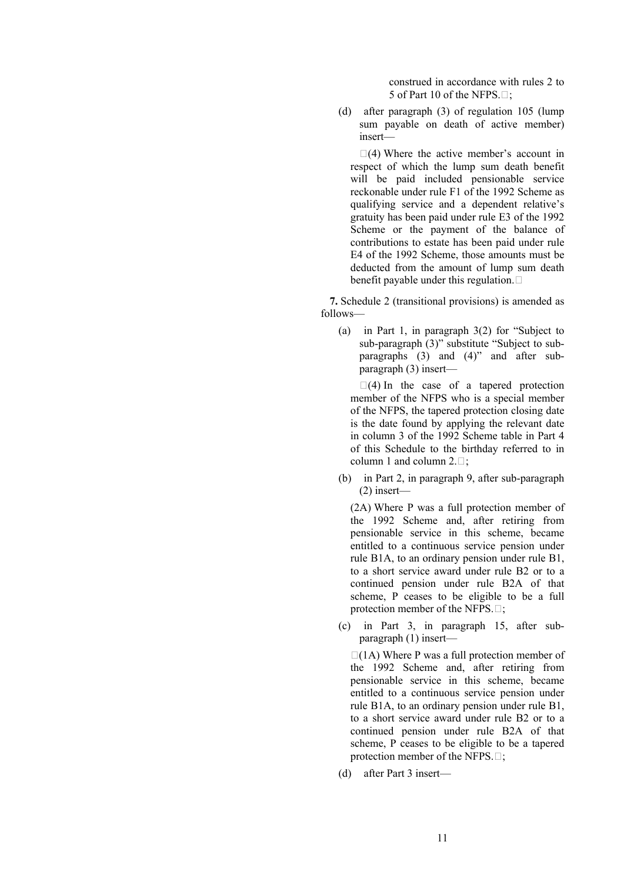construed in accordance with rules 2 to 5 of Part 10 of the NFPS.";

(d) after paragraph (3) of regulation 105 (lump sum payable on death of active member) insert—

"(4) Where the active member's account in respect of which the lump sum death benefit will be paid included pensionable service reckonable under rule F1 of the 1992 Scheme as qualifying service and a dependent relative's gratuity has been paid under rule E3 of the 1992 Scheme or the payment of the balance of contributions to estate has been paid under rule E4 of the 1992 Scheme, those amounts must be deducted from the amount of lump sum death benefit payable under this regulation."

**7.** Schedule 2 (transitional provisions) is amended as follows—

(a) in Part 1, in paragraph 3(2) for "Subject to sub-paragraph (3)" substitute "Subject to sub-paragraphs (3) and (4)" and after sub-paragraph (3) insert—

"(4) In the case of a tapered protection member of the NFPS who is a special member of the NFPS, the tapered protection closing date is the date found by applying the relevant date in column 3 of the 1992 Scheme table in Part 4 of this Schedule to the birthday referred to in column 1 and column 2.";

(b) in Part 2, in paragraph 9, after sub-paragraph (2) insert—

(2A) Where P was a full protection member of the 1992 Scheme and, after retiring from pensionable service in this scheme, became entitled to a continuous service pension under rule B1A, to an ordinary pension under rule B1, to a short service award under rule B2 or to a continued pension under rule B2A of that scheme, P ceases to be eligible to be a full protection member of the NFPS.";

(c) in Part 3, in paragraph 15, after sub-paragraph (1) insert—

"(1A) Where P was a full protection member of the 1992 Scheme and, after retiring from pensionable service in this scheme, became entitled to a continuous service pension under rule B1A, to an ordinary pension under rule B1, to a short service award under rule B2 or to a continued pension under rule B2A of that scheme, P ceases to be eligible to be a tapered protection member of the NFPS.";

(d) after Part 3 insert—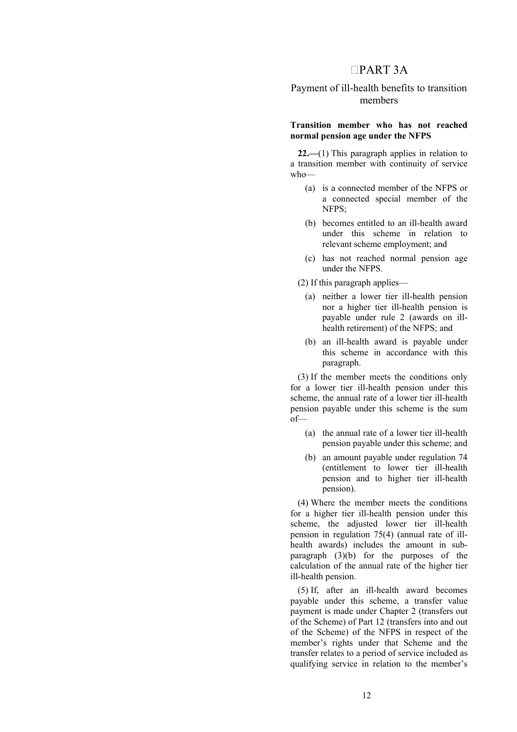# PART 3A

## Payment of ill-health benefits to transition members

### Transition member who has not reached normal pension age under the NFPS

**22.—**(1) This paragraph applies in relation to a transition member with continuity of service who—

- (a) is a connected member of the NFPS or a connected special member of the NFPS;
- (b) becomes entitled to an ill-health award under this scheme in relation to relevant scheme employment; and
- (c) has not reached normal pension age under the NFPS.

(2) If this paragraph applies—

- (a) neither a lower tier ill-health pension nor a higher tier ill-health pension is payable under rule 2 (awards on ill-health retirement) of the NFPS; and
- (b) an ill-health award is payable under this scheme in accordance with this paragraph.

(3) If the member meets the conditions only for a lower tier ill-health pension under this scheme, the annual rate of a lower tier ill-health pension payable under this scheme is the sum of—

- (a) the annual rate of a lower tier ill-health pension payable under this scheme; and
- (b) an amount payable under regulation 74 (entitlement to lower tier ill-health pension and to higher tier ill-health pension).

(4) Where the member meets the conditions for a higher tier ill-health pension under this scheme, the adjusted lower tier ill-health pension in regulation 75(4) (annual rate of ill-health awards) includes the amount in sub-paragraph (3)(b) for the purposes of the calculation of the annual rate of the higher tier ill-health pension.

(5) If, after an ill-health award becomes payable under this scheme, a transfer value payment is made under Chapter 2 (transfers out of the Scheme) of Part 12 (transfers into and out of the Scheme) of the NFPS in respect of the member's rights under that Scheme and the transfer relates to a period of service included as qualifying service in relation to the member's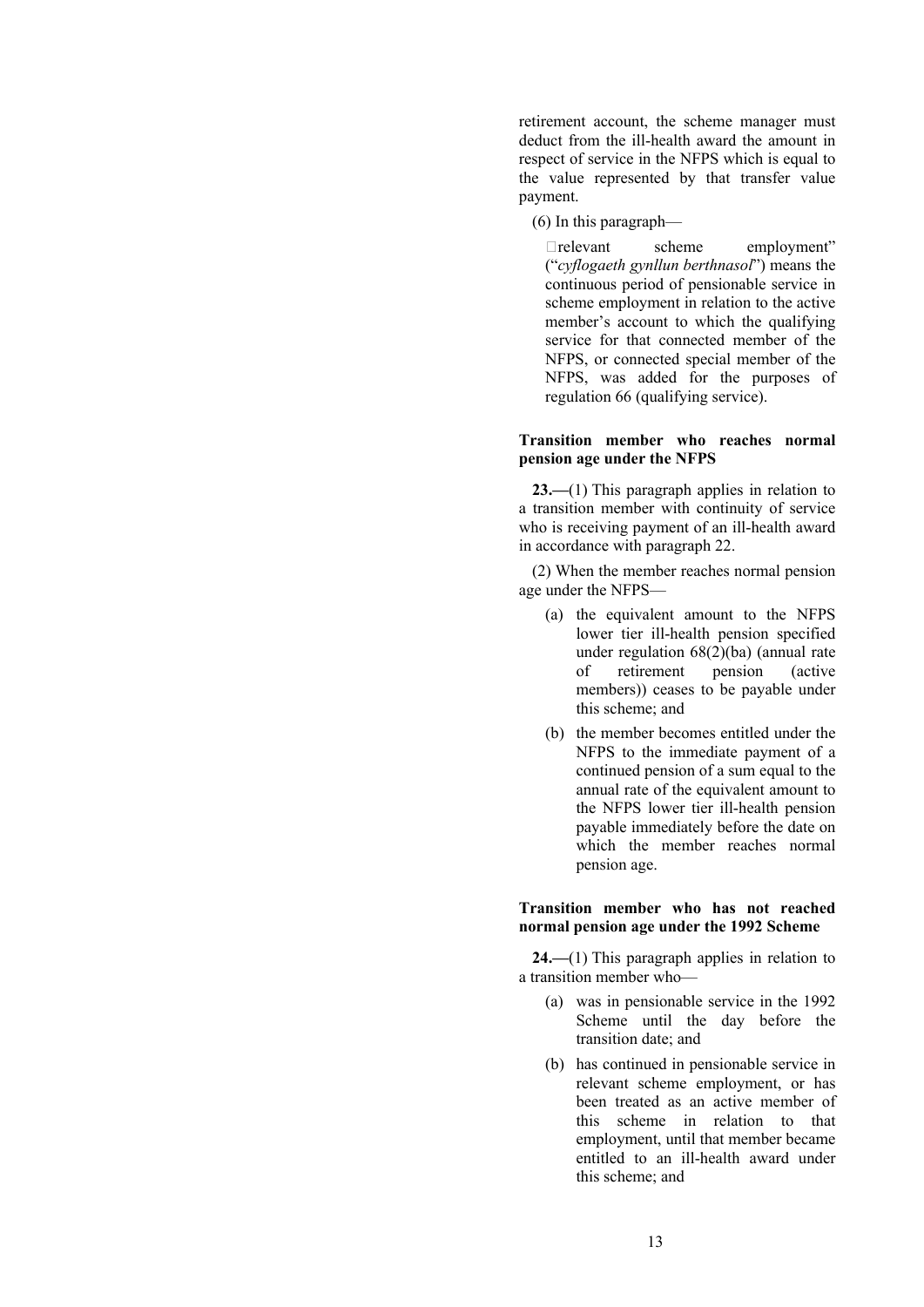retirement account, the scheme manager must deduct from the ill-health award the amount in respect of service in the NFPS which is equal to the value represented by that transfer value payment.

(6) In this paragraph—

"relevant scheme employment" ("*cyflogaeth gynllun berthnasol*") means the continuous period of pensionable service in scheme employment in relation to the active member's account to which the qualifying service for that connected member of the NFPS, or connected special member of the NFPS, was added for the purposes of regulation 66 (qualifying service).

**Transition member who reaches normal pension age under the NFPS**

**23.—**(1) This paragraph applies in relation to a transition member with continuity of service who is receiving payment of an ill-health award in accordance with paragraph 22.

(2) When the member reaches normal pension age under the NFPS—

(a) the equivalent amount to the NFPS lower tier ill-health pension specified under regulation 68(2)(ba) (annual rate of retirement pension (active members)) ceases to be payable under this scheme; and

(b) the member becomes entitled under the NFPS to the immediate payment of a continued pension of a sum equal to the annual rate of the equivalent amount to the NFPS lower tier ill-health pension payable immediately before the date on which the member reaches normal pension age.

**Transition member who has not reached normal pension age under the 1992 Scheme**

**24.—**(1) This paragraph applies in relation to a transition member who—

(a) was in pensionable service in the 1992 Scheme until the day before the transition date; and

(b) has continued in pensionable service in relevant scheme employment, or has been treated as an active member of this scheme in relation to that employment, until that member became entitled to an ill-health award under this scheme; and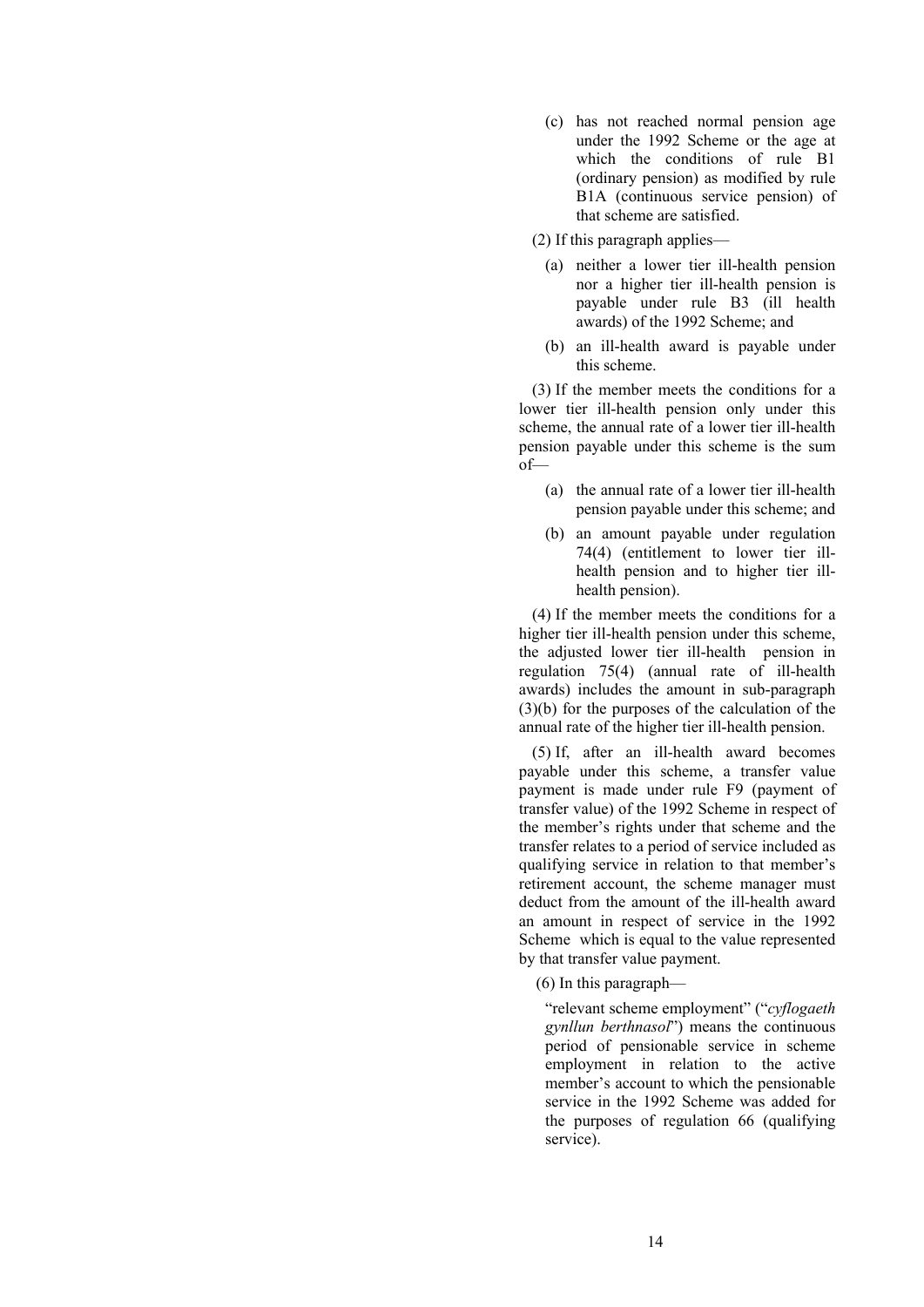(c) has not reached normal pension age under the 1992 Scheme or the age at which the conditions of rule B1 (ordinary pension) as modified by rule B1A (continuous service pension) of that scheme are satisfied.

(2) If this paragraph applies—

(a) neither a lower tier ill-health pension nor a higher tier ill-health pension is payable under rule B3 (ill health awards) of the 1992 Scheme; and

(b) an ill-health award is payable under this scheme.

(3) If the member meets the conditions for a lower tier ill-health pension only under this scheme, the annual rate of a lower tier ill-health pension payable under this scheme is the sum of—

(a) the annual rate of a lower tier ill-health pension payable under this scheme; and

(b) an amount payable under regulation 74(4) (entitlement to lower tier ill-health pension and to higher tier ill-health pension).

(4) If the member meets the conditions for a higher tier ill-health pension under this scheme, the adjusted lower tier ill-health pension in regulation 75(4) (annual rate of ill-health awards) includes the amount in sub-paragraph (3)(b) for the purposes of the calculation of the annual rate of the higher tier ill-health pension.

(5) If, after an ill-health award becomes payable under this scheme, a transfer value payment is made under rule F9 (payment of transfer value) of the 1992 Scheme in respect of the member's rights under that scheme and the transfer relates to a period of service included as qualifying service in relation to that member's retirement account, the scheme manager must deduct from the amount of the ill-health award an amount in respect of service in the 1992 Scheme which is equal to the value represented by that transfer value payment.

(6) In this paragraph—

"relevant scheme employment" ("*cyflogaeth gynllun berthnasol*") means the continuous period of pensionable service in scheme employment in relation to the active member's account to which the pensionable service in the 1992 Scheme was added for the purposes of regulation 66 (qualifying service).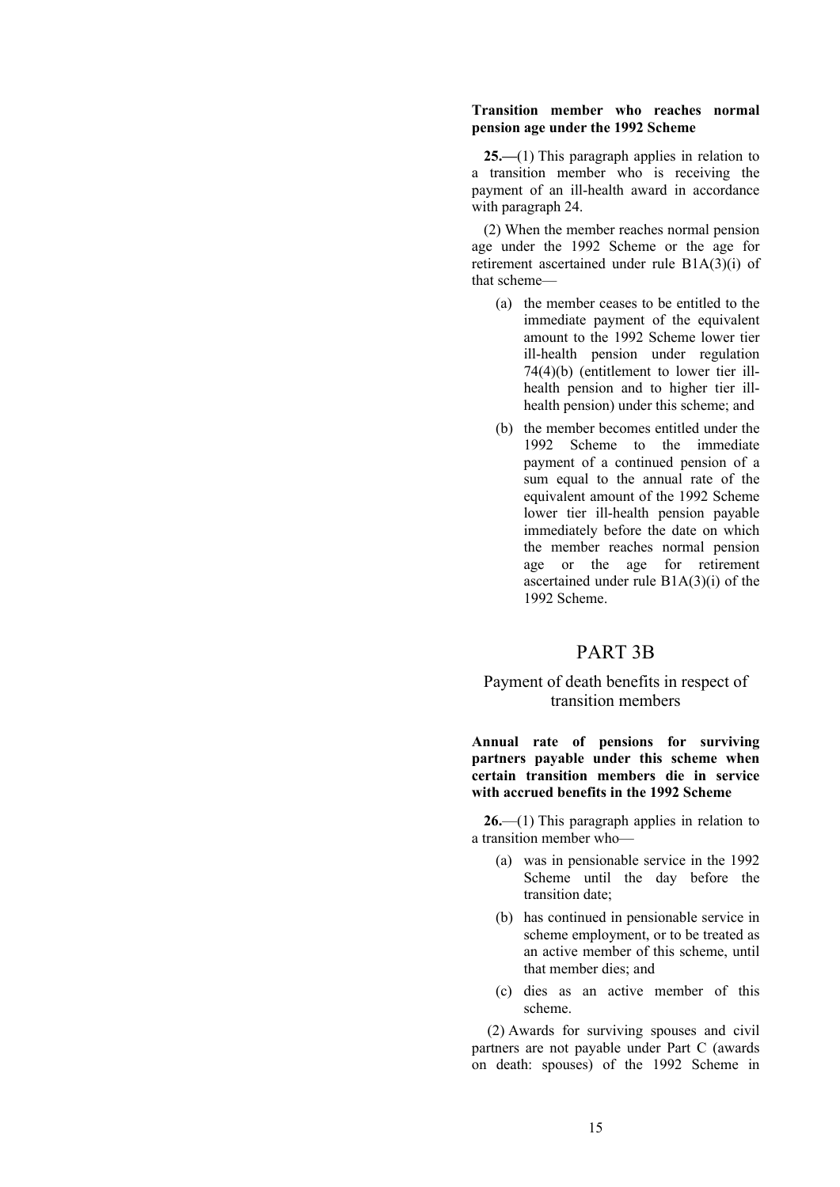**Transition member who reaches normal pension age under the 1992 Scheme**

**25.—**(1) This paragraph applies in relation to a transition member who is receiving the payment of an ill-health award in accordance with paragraph 24.

(2) When the member reaches normal pension age under the 1992 Scheme or the age for retirement ascertained under rule B1A(3)(i) of that scheme—

(a) the member ceases to be entitled to the immediate payment of the equivalent amount to the 1992 Scheme lower tier ill-health pension under regulation 74(4)(b) (entitlement to lower tier ill-health pension and to higher tier ill-health pension) under this scheme; and

(b) the member becomes entitled under the 1992 Scheme to the immediate payment of a continued pension of a sum equal to the annual rate of the equivalent amount of the 1992 Scheme lower tier ill-health pension payable immediately before the date on which the member reaches normal pension age or the age for retirement ascertained under rule B1A(3)(i) of the 1992 Scheme.

# PART 3B

## Payment of death benefits in respect of transition members

**Annual rate of pensions for surviving partners payable under this scheme when certain transition members die in service with accrued benefits in the 1992 Scheme**

**26.**—(1) This paragraph applies in relation to a transition member who—

(a) was in pensionable service in the 1992 Scheme until the day before the transition date;

(b) has continued in pensionable service in scheme employment, or to be treated as an active member of this scheme, until that member dies; and

(c) dies as an active member of this scheme.

(2) Awards for surviving spouses and civil partners are not payable under Part C (awards on death: spouses) of the 1992 Scheme in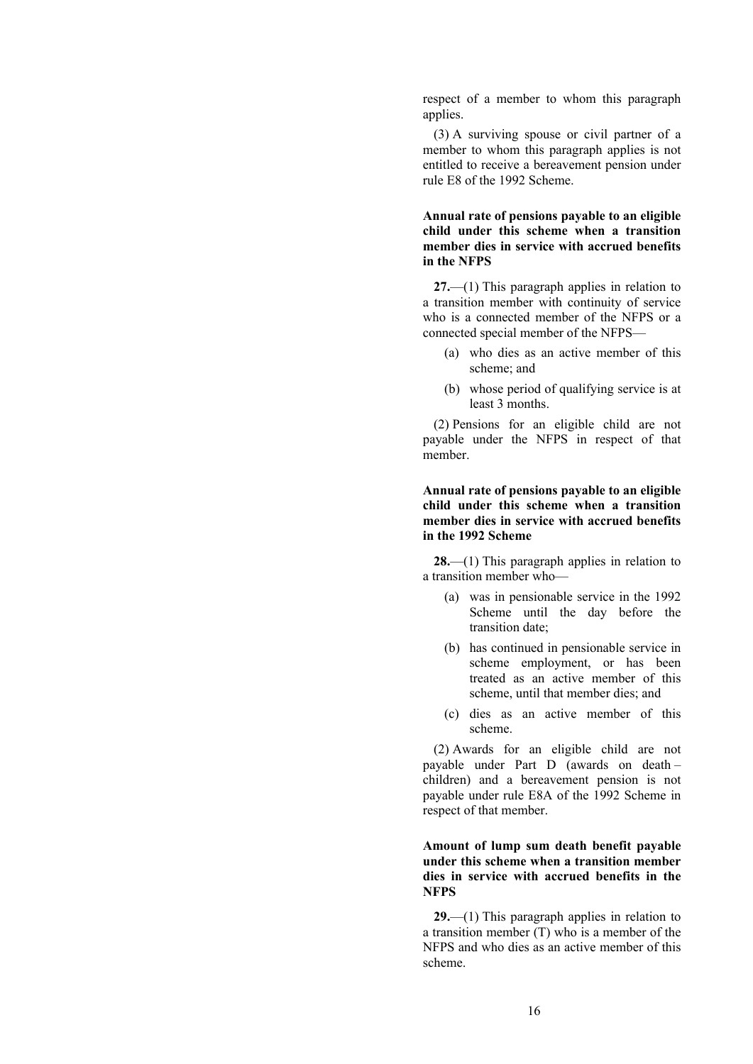respect of a member to whom this paragraph applies.

(3) A surviving spouse or civil partner of a member to whom this paragraph applies is not entitled to receive a bereavement pension under rule E8 of the 1992 Scheme.

**Annual rate of pensions payable to an eligible child under this scheme when a transition member dies in service with accrued benefits in the NFPS**

**27.**—(1) This paragraph applies in relation to a transition member with continuity of service who is a connected member of the NFPS or a connected special member of the NFPS—

(a) who dies as an active member of this scheme; and

(b) whose period of qualifying service is at least 3 months.

(2) Pensions for an eligible child are not payable under the NFPS in respect of that member.

**Annual rate of pensions payable to an eligible child under this scheme when a transition member dies in service with accrued benefits in the 1992 Scheme**

**28.**—(1) This paragraph applies in relation to a transition member who—

(a) was in pensionable service in the 1992 Scheme until the day before the transition date;

(b) has continued in pensionable service in scheme employment, or has been treated as an active member of this scheme, until that member dies; and

(c) dies as an active member of this scheme.

(2) Awards for an eligible child are not payable under Part D (awards on death – children) and a bereavement pension is not payable under rule E8A of the 1992 Scheme in respect of that member.

**Amount of lump sum death benefit payable under this scheme when a transition member dies in service with accrued benefits in the NFPS**

**29.**—(1) This paragraph applies in relation to a transition member (T) who is a member of the NFPS and who dies as an active member of this scheme.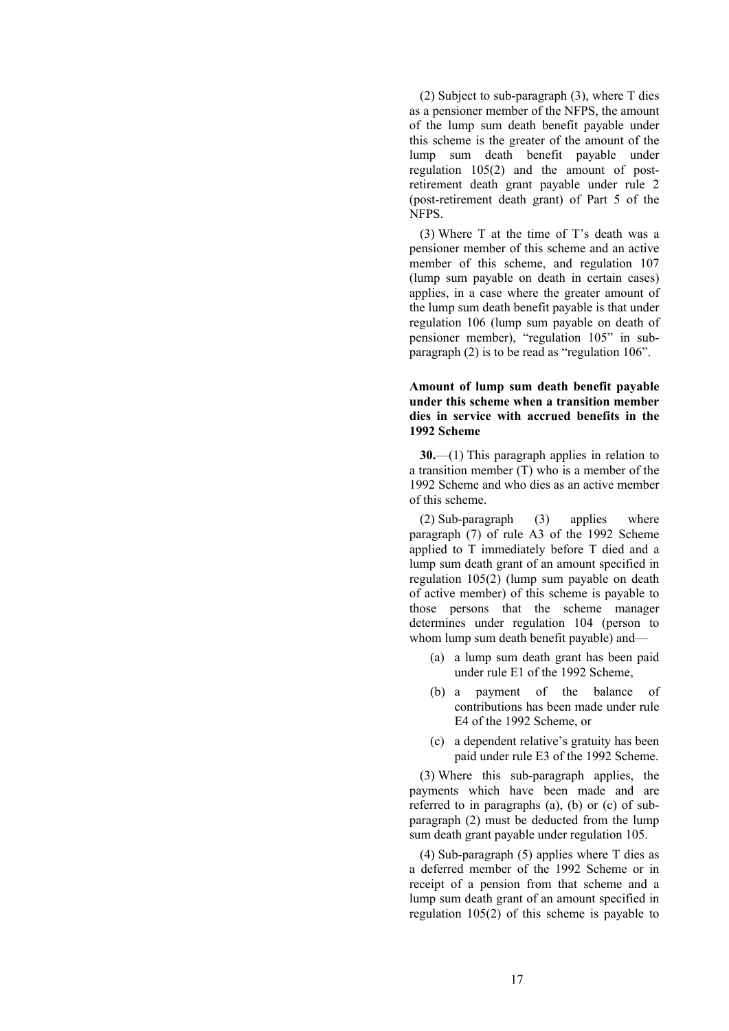(2) Subject to sub-paragraph (3), where T dies as a pensioner member of the NFPS, the amount of the lump sum death benefit payable under this scheme is the greater of the amount of the lump sum death benefit payable under regulation 105(2) and the amount of post-retirement death grant payable under rule 2 (post-retirement death grant) of Part 5 of the NFPS.

(3) Where T at the time of T's death was a pensioner member of this scheme and an active member of this scheme, and regulation 107 (lump sum payable on death in certain cases) applies, in a case where the greater amount of the lump sum death benefit payable is that under regulation 106 (lump sum payable on death of pensioner member), "regulation 105" in sub-paragraph (2) is to be read as "regulation 106".

**Amount of lump sum death benefit payable under this scheme when a transition member dies in service with accrued benefits in the 1992 Scheme**

**30.**—(1) This paragraph applies in relation to a transition member (T) who is a member of the 1992 Scheme and who dies as an active member of this scheme.

(2) Sub-paragraph (3) applies where paragraph (7) of rule A3 of the 1992 Scheme applied to T immediately before T died and a lump sum death grant of an amount specified in regulation 105(2) (lump sum payable on death of active member) of this scheme is payable to those persons that the scheme manager determines under regulation 104 (person to whom lump sum death benefit payable) and—

(a) a lump sum death grant has been paid under rule E1 of the 1992 Scheme,

(b) a payment of the balance of contributions has been made under rule E4 of the 1992 Scheme, or

(c) a dependent relative's gratuity has been paid under rule E3 of the 1992 Scheme.

(3) Where this sub-paragraph applies, the payments which have been made and are referred to in paragraphs (a), (b) or (c) of sub-paragraph (2) must be deducted from the lump sum death grant payable under regulation 105.

(4) Sub-paragraph (5) applies where T dies as a deferred member of the 1992 Scheme or in receipt of a pension from that scheme and a lump sum death grant of an amount specified in regulation 105(2) of this scheme is payable to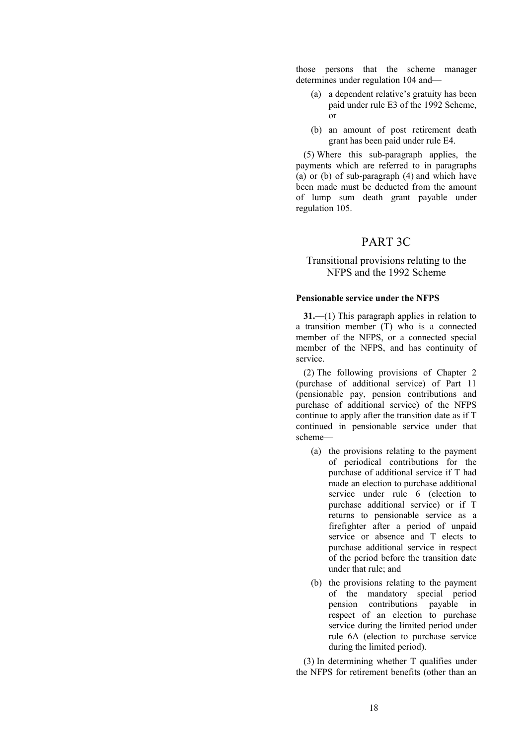those persons that the scheme manager determines under regulation 104 and—

(a) a dependent relative's gratuity has been paid under rule E3 of the 1992 Scheme, or

(b) an amount of post retirement death grant has been paid under rule E4.

(5) Where this sub-paragraph applies, the payments which are referred to in paragraphs (a) or (b) of sub-paragraph (4) and which have been made must be deducted from the amount of lump sum death grant payable under regulation 105.

# PART 3C

## Transitional provisions relating to the NFPS and the 1992 Scheme

**Pensionable service under the NFPS**

**31.**—(1) This paragraph applies in relation to a transition member (T) who is a connected member of the NFPS, or a connected special member of the NFPS, and has continuity of service.

(2) The following provisions of Chapter 2 (purchase of additional service) of Part 11 (pensionable pay, pension contributions and purchase of additional service) of the NFPS continue to apply after the transition date as if T continued in pensionable service under that scheme—

(a) the provisions relating to the payment of periodical contributions for the purchase of additional service if T had made an election to purchase additional service under rule 6 (election to purchase additional service) or if T returns to pensionable service as a firefighter after a period of unpaid service or absence and T elects to purchase additional service in respect of the period before the transition date under that rule; and

(b) the provisions relating to the payment of the mandatory special period pension contributions payable in respect of an election to purchase service during the limited period under rule 6A (election to purchase service during the limited period).

(3) In determining whether T qualifies under the NFPS for retirement benefits (other than an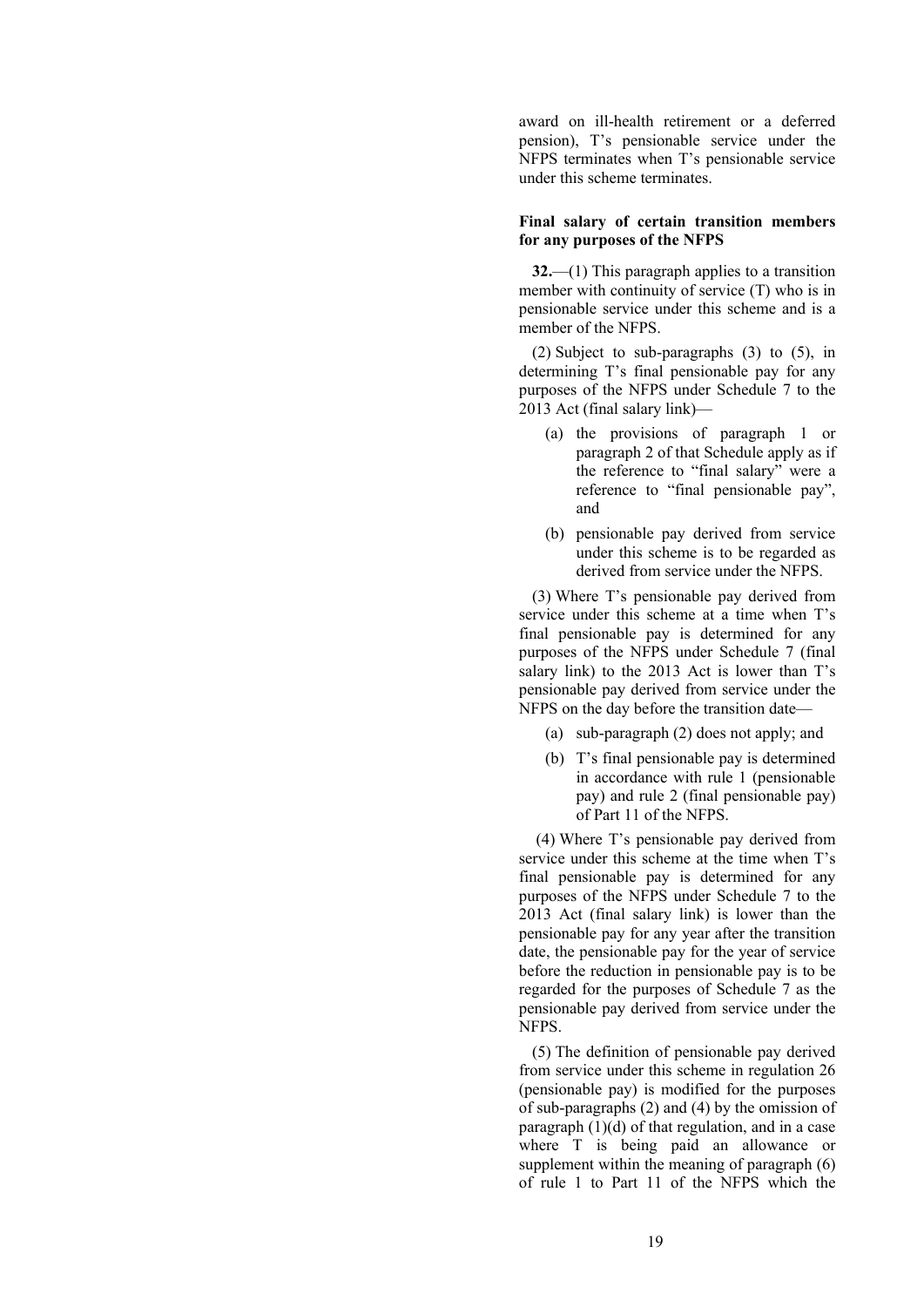award on ill-health retirement or a deferred pension), T's pensionable service under the NFPS terminates when T's pensionable service under this scheme terminates.

**Final salary of certain transition members for any purposes of the NFPS**

**32.**—(1) This paragraph applies to a transition member with continuity of service (T) who is in pensionable service under this scheme and is a member of the NFPS.

(2) Subject to sub-paragraphs (3) to (5), in determining T's final pensionable pay for any purposes of the NFPS under Schedule 7 to the 2013 Act (final salary link)—

- (a) the provisions of paragraph 1 or paragraph 2 of that Schedule apply as if the reference to "final salary" were a reference to "final pensionable pay", and
- (b) pensionable pay derived from service under this scheme is to be regarded as derived from service under the NFPS.

(3) Where T's pensionable pay derived from service under this scheme at a time when T's final pensionable pay is determined for any purposes of the NFPS under Schedule 7 (final salary link) to the 2013 Act is lower than T's pensionable pay derived from service under the NFPS on the day before the transition date—

- (a) sub-paragraph (2) does not apply; and
- (b) T's final pensionable pay is determined in accordance with rule 1 (pensionable pay) and rule 2 (final pensionable pay) of Part 11 of the NFPS.

(4) Where T's pensionable pay derived from service under this scheme at the time when T's final pensionable pay is determined for any purposes of the NFPS under Schedule 7 to the 2013 Act (final salary link) is lower than the pensionable pay for any year after the transition date, the pensionable pay for the year of service before the reduction in pensionable pay is to be regarded for the purposes of Schedule 7 as the pensionable pay derived from service under the NFPS.

(5) The definition of pensionable pay derived from service under this scheme in regulation 26 (pensionable pay) is modified for the purposes of sub-paragraphs (2) and (4) by the omission of paragraph (1)(d) of that regulation, and in a case where T is being paid an allowance or supplement within the meaning of paragraph (6) of rule 1 to Part 11 of the NFPS which the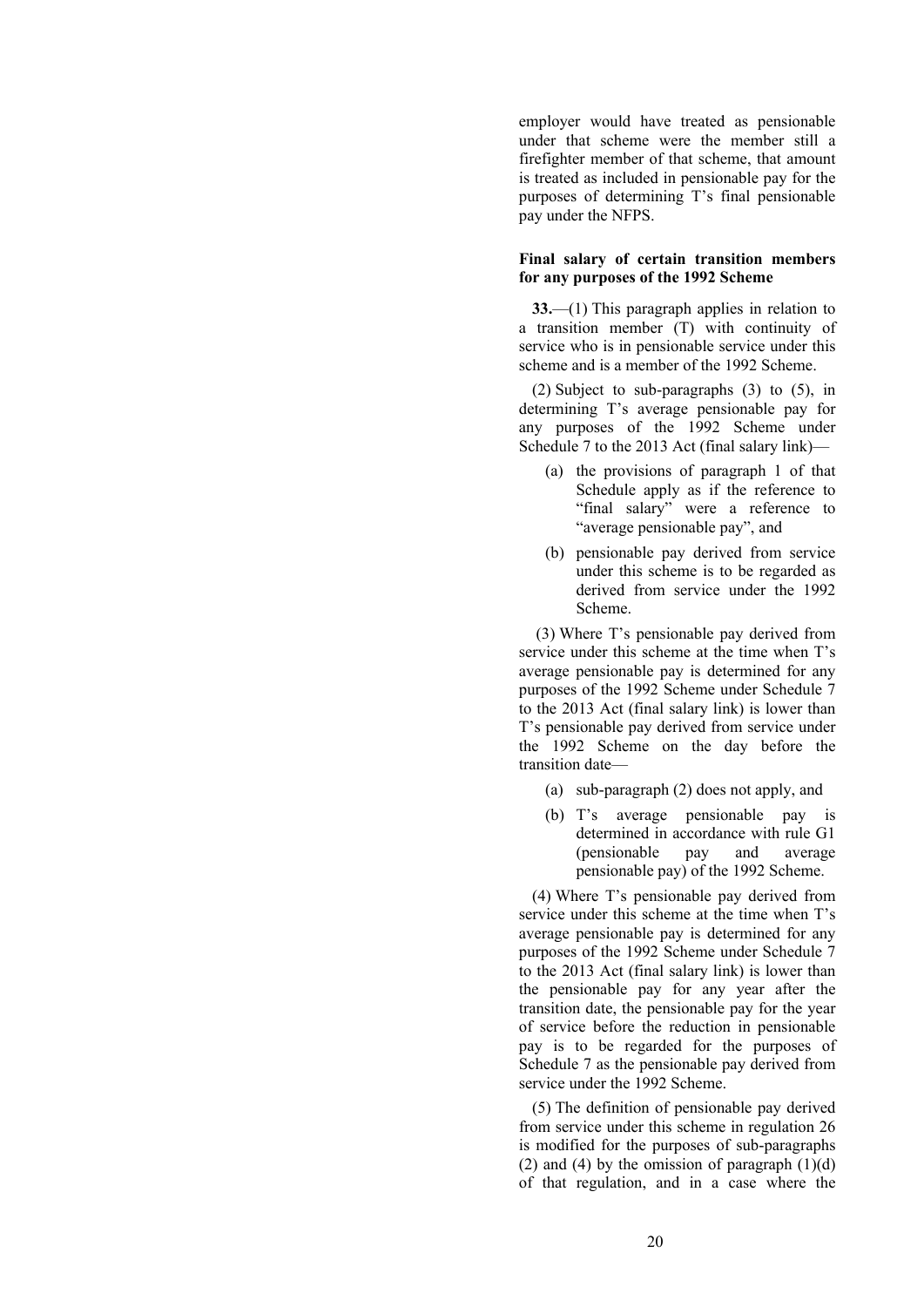employer would have treated as pensionable under that scheme were the member still a firefighter member of that scheme, that amount is treated as included in pensionable pay for the purposes of determining T's final pensionable pay under the NFPS.

**Final salary of certain transition members for any purposes of the 1992 Scheme**

**33.**—(1) This paragraph applies in relation to a transition member (T) with continuity of service who is in pensionable service under this scheme and is a member of the 1992 Scheme.

(2) Subject to sub-paragraphs (3) to (5), in determining T's average pensionable pay for any purposes of the 1992 Scheme under Schedule 7 to the 2013 Act (final salary link)—

(a) the provisions of paragraph 1 of that Schedule apply as if the reference to "final salary" were a reference to "average pensionable pay", and

(b) pensionable pay derived from service under this scheme is to be regarded as derived from service under the 1992 Scheme.

(3) Where T's pensionable pay derived from service under this scheme at the time when T's average pensionable pay is determined for any purposes of the 1992 Scheme under Schedule 7 to the 2013 Act (final salary link) is lower than T's pensionable pay derived from service under the 1992 Scheme on the day before the transition date—

(a) sub-paragraph (2) does not apply, and

(b) T's average pensionable pay is determined in accordance with rule G1 (pensionable pay and average pensionable pay) of the 1992 Scheme.

(4) Where T's pensionable pay derived from service under this scheme at the time when T's average pensionable pay is determined for any purposes of the 1992 Scheme under Schedule 7 to the 2013 Act (final salary link) is lower than the pensionable pay for any year after the transition date, the pensionable pay for the year of service before the reduction in pensionable pay is to be regarded for the purposes of Schedule 7 as the pensionable pay derived from service under the 1992 Scheme.

(5) The definition of pensionable pay derived from service under this scheme in regulation 26 is modified for the purposes of sub-paragraphs (2) and (4) by the omission of paragraph (1)(d) of that regulation, and in a case where the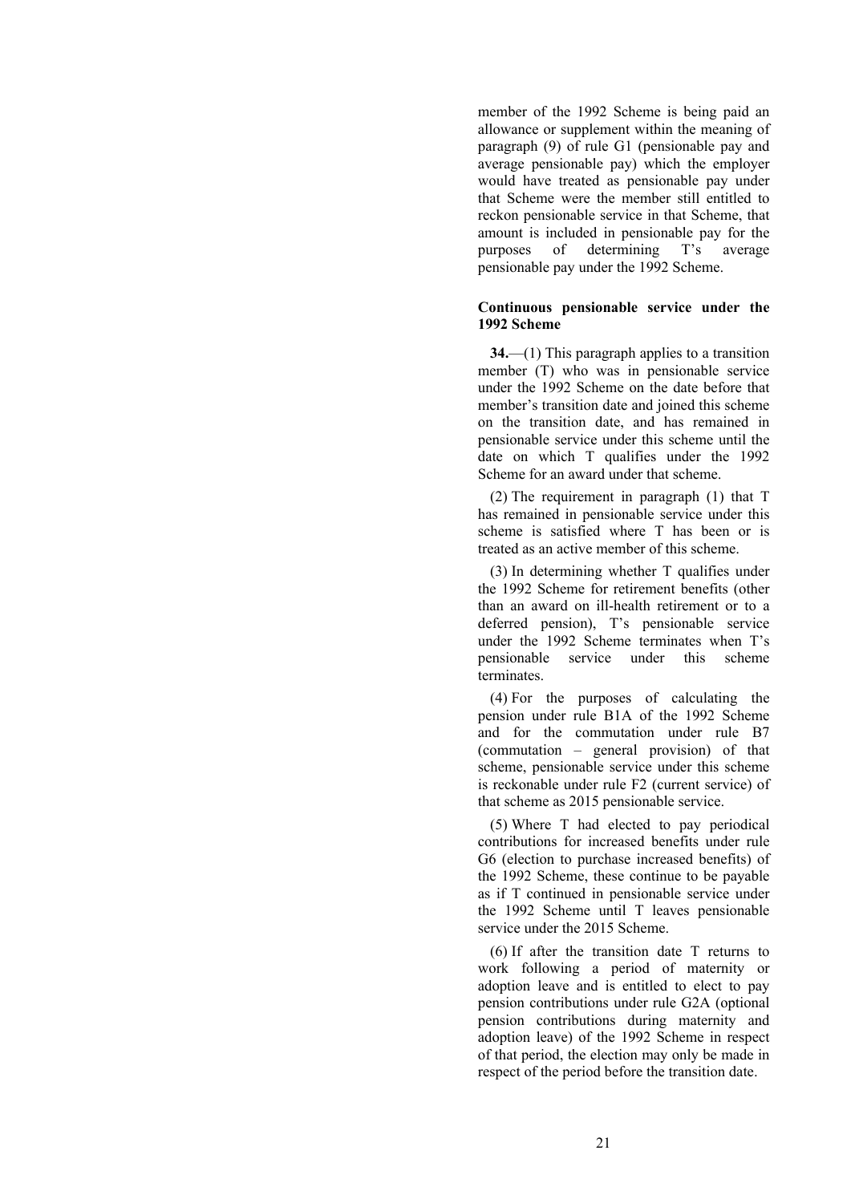member of the 1992 Scheme is being paid an allowance or supplement within the meaning of paragraph (9) of rule G1 (pensionable pay and average pensionable pay) which the employer would have treated as pensionable pay under that Scheme were the member still entitled to reckon pensionable service in that Scheme, that amount is included in pensionable pay for the purposes of determining T's average pensionable pay under the 1992 Scheme.

**Continuous pensionable service under the 1992 Scheme**

**34.**—(1) This paragraph applies to a transition member (T) who was in pensionable service under the 1992 Scheme on the date before that member's transition date and joined this scheme on the transition date, and has remained in pensionable service under this scheme until the date on which T qualifies under the 1992 Scheme for an award under that scheme.

(2) The requirement in paragraph (1) that T has remained in pensionable service under this scheme is satisfied where T has been or is treated as an active member of this scheme.

(3) In determining whether T qualifies under the 1992 Scheme for retirement benefits (other than an award on ill-health retirement or to a deferred pension), T's pensionable service under the 1992 Scheme terminates when T's pensionable service under this scheme terminates.

(4) For the purposes of calculating the pension under rule B1A of the 1992 Scheme and for the commutation under rule B7 (commutation – general provision) of that scheme, pensionable service under this scheme is reckonable under rule F2 (current service) of that scheme as 2015 pensionable service.

(5) Where T had elected to pay periodical contributions for increased benefits under rule G6 (election to purchase increased benefits) of the 1992 Scheme, these continue to be payable as if T continued in pensionable service under the 1992 Scheme until T leaves pensionable service under the 2015 Scheme.

(6) If after the transition date T returns to work following a period of maternity or adoption leave and is entitled to elect to pay pension contributions under rule G2A (optional pension contributions during maternity and adoption leave) of the 1992 Scheme in respect of that period, the election may only be made in respect of the period before the transition date.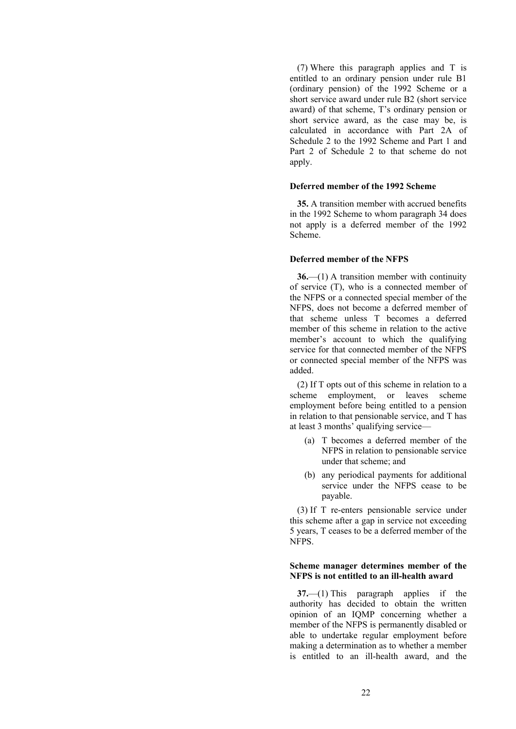(7) Where this paragraph applies and T is entitled to an ordinary pension under rule B1 (ordinary pension) of the 1992 Scheme or a short service award under rule B2 (short service award) of that scheme, T's ordinary pension or short service award, as the case may be, is calculated in accordance with Part 2A of Schedule 2 to the 1992 Scheme and Part 1 and Part 2 of Schedule 2 to that scheme do not apply.

**Deferred member of the 1992 Scheme**

**35.** A transition member with accrued benefits in the 1992 Scheme to whom paragraph 34 does not apply is a deferred member of the 1992 Scheme.

**Deferred member of the NFPS**

**36.**—(1) A transition member with continuity of service (T), who is a connected member of the NFPS or a connected special member of the NFPS, does not become a deferred member of that scheme unless T becomes a deferred member of this scheme in relation to the active member's account to which the qualifying service for that connected member of the NFPS or connected special member of the NFPS was added.

(2) If T opts out of this scheme in relation to a scheme employment, or leaves scheme employment before being entitled to a pension in relation to that pensionable service, and T has at least 3 months' qualifying service—

- (a) T becomes a deferred member of the NFPS in relation to pensionable service under that scheme; and
- (b) any periodical payments for additional service under the NFPS cease to be payable.

(3) If T re-enters pensionable service under this scheme after a gap in service not exceeding 5 years, T ceases to be a deferred member of the NFPS.

**Scheme manager determines member of the NFPS is not entitled to an ill-health award**

**37.**—(1) This paragraph applies if the authority has decided to obtain the written opinion of an IQMP concerning whether a member of the NFPS is permanently disabled or able to undertake regular employment before making a determination as to whether a member is entitled to an ill-health award, and the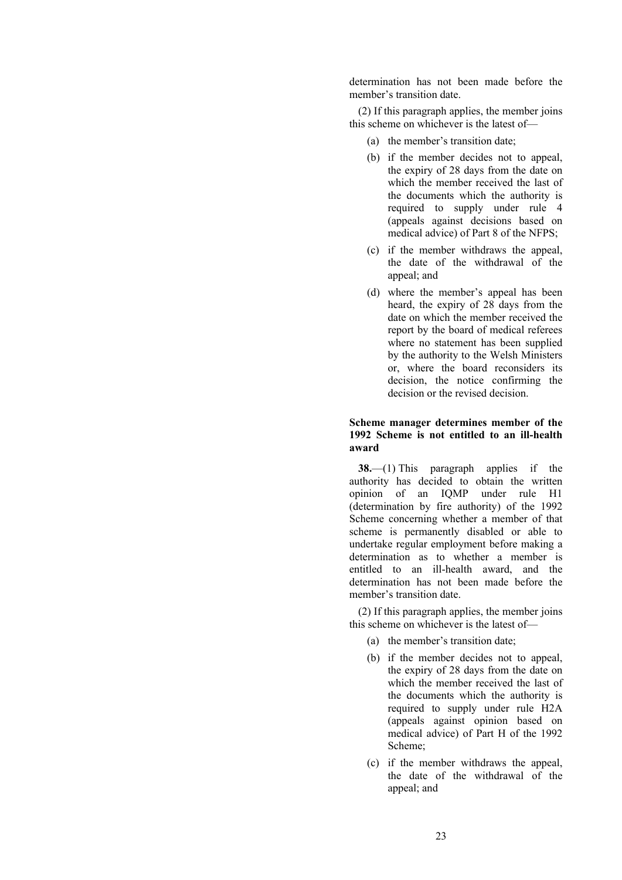determination has not been made before the member's transition date.

(2) If this paragraph applies, the member joins this scheme on whichever is the latest of—

(a) the member's transition date;

(b) if the member decides not to appeal, the expiry of 28 days from the date on which the member received the last of the documents which the authority is required to supply under rule 4 (appeals against decisions based on medical advice) of Part 8 of the NFPS;

(c) if the member withdraws the appeal, the date of the withdrawal of the appeal; and

(d) where the member's appeal has been heard, the expiry of 28 days from the date on which the member received the report by the board of medical referees where no statement has been supplied by the authority to the Welsh Ministers or, where the board reconsiders its decision, the notice confirming the decision or the revised decision.

### Scheme manager determines member of the 1992 Scheme is not entitled to an ill-health award

**38.**—(1) This paragraph applies if the authority has decided to obtain the written opinion of an IQMP under rule H1 (determination by fire authority) of the 1992 Scheme concerning whether a member of that scheme is permanently disabled or able to undertake regular employment before making a determination as to whether a member is entitled to an ill-health award, and the determination has not been made before the member's transition date.

(2) If this paragraph applies, the member joins this scheme on whichever is the latest of—

(a) the member's transition date;

(b) if the member decides not to appeal, the expiry of 28 days from the date on which the member received the last of the documents which the authority is required to supply under rule H2A (appeals against opinion based on medical advice) of Part H of the 1992 Scheme;

(c) if the member withdraws the appeal, the date of the withdrawal of the appeal; and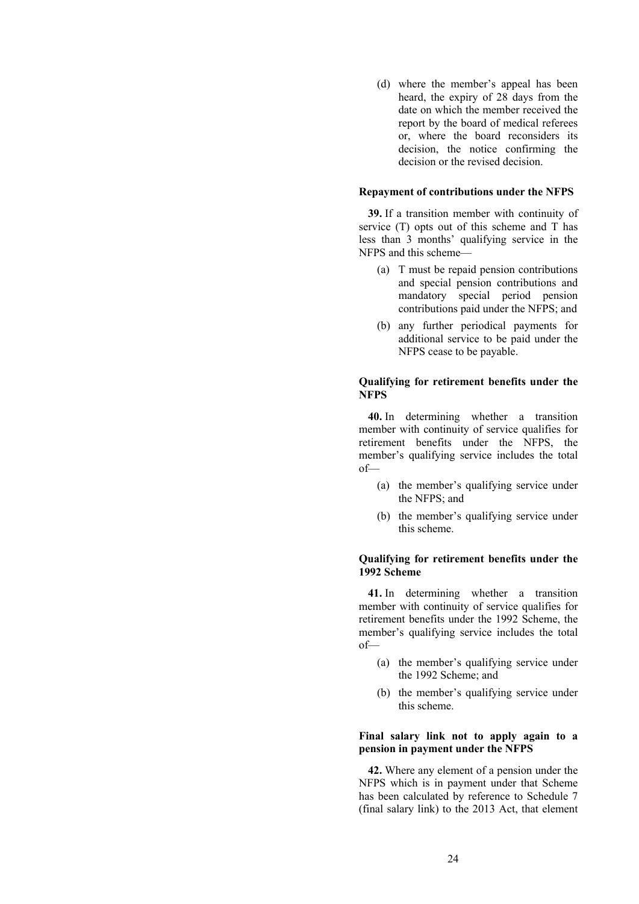(d) where the member's appeal has been heard, the expiry of 28 days from the date on which the member received the report by the board of medical referees or, where the board reconsiders its decision, the notice confirming the decision or the revised decision.

**Repayment of contributions under the NFPS**

**39.** If a transition member with continuity of service (T) opts out of this scheme and T has less than 3 months' qualifying service in the NFPS and this scheme—

(a) T must be repaid pension contributions and special pension contributions and mandatory special period pension contributions paid under the NFPS; and

(b) any further periodical payments for additional service to be paid under the NFPS cease to be payable.

**Qualifying for retirement benefits under the NFPS**

**40.** In determining whether a transition member with continuity of service qualifies for retirement benefits under the NFPS, the member's qualifying service includes the total of—

(a) the member's qualifying service under the NFPS; and

(b) the member's qualifying service under this scheme.

**Qualifying for retirement benefits under the 1992 Scheme**

**41.** In determining whether a transition member with continuity of service qualifies for retirement benefits under the 1992 Scheme, the member's qualifying service includes the total of—

(a) the member's qualifying service under the 1992 Scheme; and

(b) the member's qualifying service under this scheme.

**Final salary link not to apply again to a pension in payment under the NFPS**

**42.** Where any element of a pension under the NFPS which is in payment under that Scheme has been calculated by reference to Schedule 7 (final salary link) to the 2013 Act, that element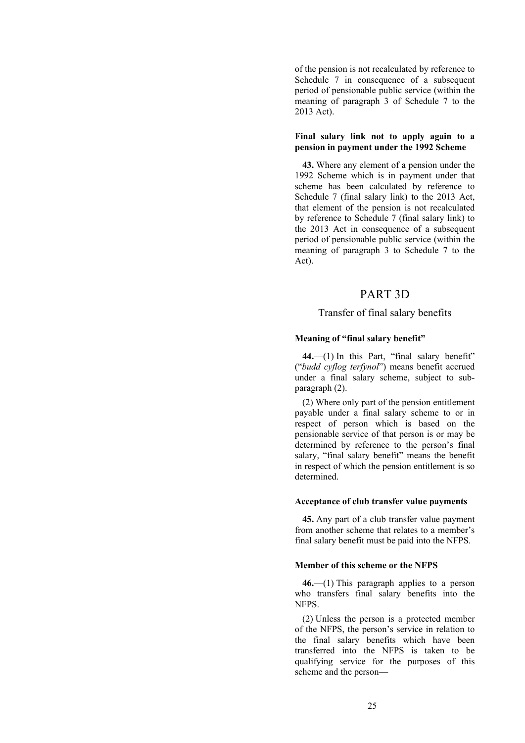of the pension is not recalculated by reference to Schedule 7 in consequence of a subsequent period of pensionable public service (within the meaning of paragraph 3 of Schedule 7 to the 2013 Act).

**Final salary link not to apply again to a pension in payment under the 1992 Scheme**

**43.** Where any element of a pension under the 1992 Scheme which is in payment under that scheme has been calculated by reference to Schedule 7 (final salary link) to the 2013 Act, that element of the pension is not recalculated by reference to Schedule 7 (final salary link) to the 2013 Act in consequence of a subsequent period of pensionable public service (within the meaning of paragraph 3 to Schedule 7 to the Act).

## PART 3D

### Transfer of final salary benefits

**Meaning of "final salary benefit"**

**44.**—(1) In this Part, "final salary benefit" ("*budd cyflog terfynol*") means benefit accrued under a final salary scheme, subject to sub-paragraph (2).

(2) Where only part of the pension entitlement payable under a final salary scheme to or in respect of person which is based on the pensionable service of that person is or may be determined by reference to the person's final salary, "final salary benefit" means the benefit in respect of which the pension entitlement is so determined.

**Acceptance of club transfer value payments**

**45.** Any part of a club transfer value payment from another scheme that relates to a member's final salary benefit must be paid into the NFPS.

**Member of this scheme or the NFPS**

**46.**—(1) This paragraph applies to a person who transfers final salary benefits into the NFPS.

(2) Unless the person is a protected member of the NFPS, the person's service in relation to the final salary benefits which have been transferred into the NFPS is taken to be qualifying service for the purposes of this scheme and the person—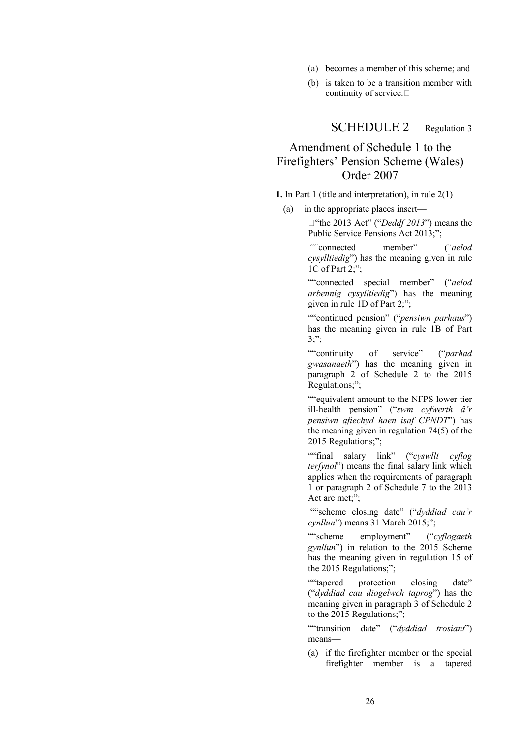(a) becomes a member of this scheme; and

(b) is taken to be a transition member with continuity of service.

## SCHEDULE 2 Regulation 3

## Amendment of Schedule 1 to the Firefighters' Pension Scheme (Wales) Order 2007

**1.** In Part 1 (title and interpretation), in rule 2(1)—

(a) in the appropriate places insert—

"the 2013 Act" ("*Deddf 2013*") means the Public Service Pensions Act 2013;";

""connected member" ("*aelod cysylltiedig*") has the meaning given in rule 1C of Part 2;";

""connected special member" ("*aelod arbennig cysylltiedig*") has the meaning given in rule 1D of Part 2;";

""continued pension" ("*pensiwn parhaus*") has the meaning given in rule 1B of Part 3;";

""continuity of service" ("*parhad gwasanaeth*") has the meaning given in paragraph 2 of Schedule 2 to the 2015 Regulations;";

""equivalent amount to the NFPS lower tier ill-health pension" ("*swm cyfwerth â'r pensiwn afiechyd haen isaf CPNDT*") has the meaning given in regulation 74(5) of the 2015 Regulations;";

""final salary link" ("*cyswllt cyflog terfynol*") means the final salary link which applies when the requirements of paragraph 1 or paragraph 2 of Schedule 7 to the 2013 Act are met;";

""scheme closing date" ("*dyddiad cau'r cynllun*") means 31 March 2015;";

""scheme employment" ("*cyflogaeth gynllun*") in relation to the 2015 Scheme has the meaning given in regulation 15 of the 2015 Regulations;";

""tapered protection closing date" ("*dyddiad cau diogelwch taprog*") has the meaning given in paragraph 3 of Schedule 2 to the 2015 Regulations;";

""transition date" ("*dyddiad trosiant*") means—

(a) if the firefighter member or the special firefighter member is a tapered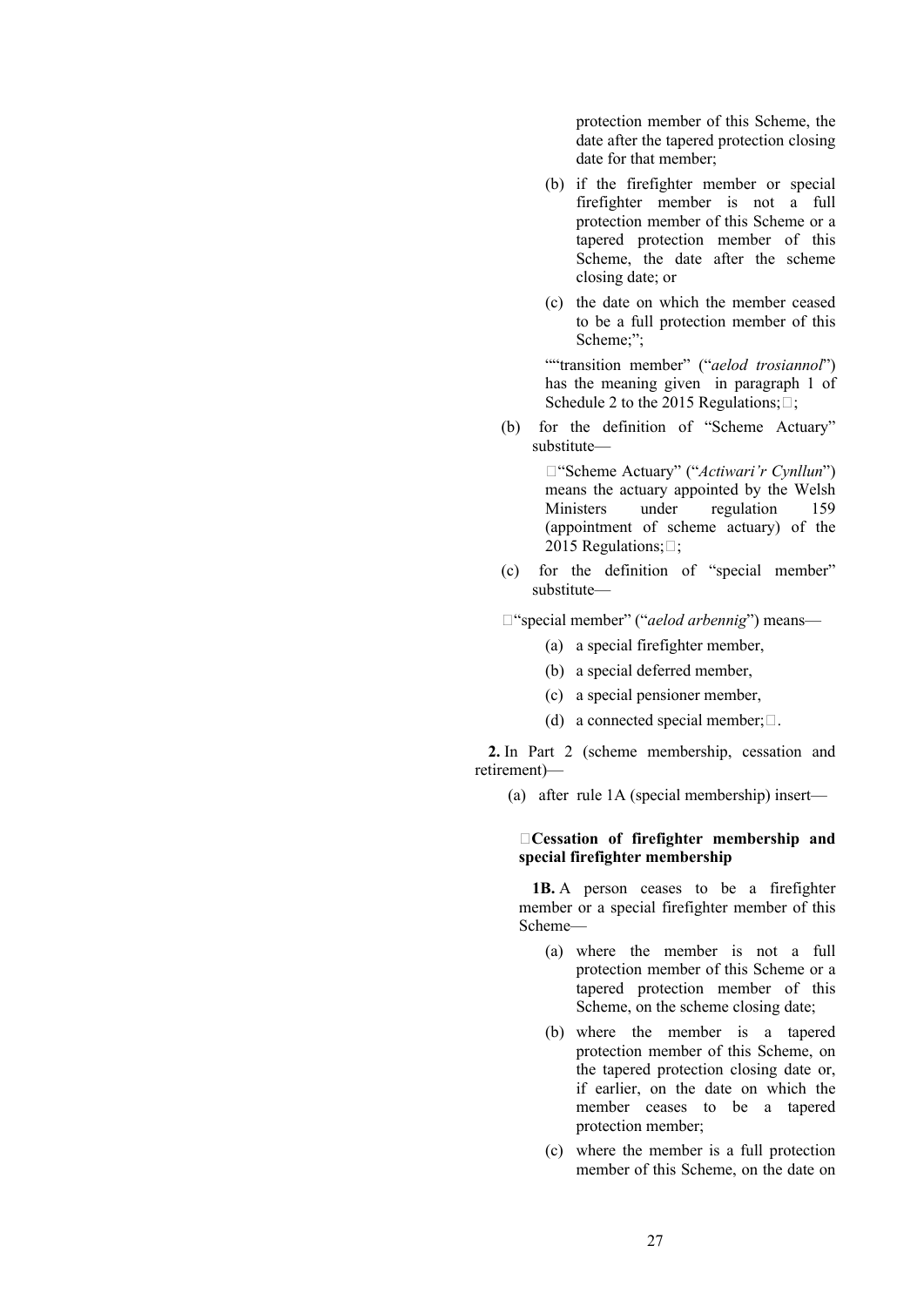protection member of this Scheme, the date after the tapered protection closing date for that member;

(b) if the firefighter member or special firefighter member is not a full protection member of this Scheme or a tapered protection member of this Scheme, the date after the scheme closing date; or

(c) the date on which the member ceased to be a full protection member of this Scheme;";

""transition member" ("*aelod trosiannol*") has the meaning given in paragraph 1 of Schedule 2 to the 2015 Regulations;";

(b) for the definition of "Scheme Actuary" substitute—

""Scheme Actuary" ("*Actiwari'r Cynllun*") means the actuary appointed by the Welsh Ministers under regulation 159 (appointment of scheme actuary) of the 2015 Regulations;";

(c) for the definition of "special member" substitute—

""special member" ("*aelod arbennig*") means—

(a) a special firefighter member,

(b) a special deferred member,

(c) a special pensioner member,

(d) a connected special member;".

**2.** In Part 2 (scheme membership, cessation and retirement)—

(a) after rule 1A (special membership) insert—

"**Cessation of firefighter membership and special firefighter membership**

**1B.** A person ceases to be a firefighter member or a special firefighter member of this Scheme—

(a) where the member is not a full protection member of this Scheme or a tapered protection member of this Scheme, on the scheme closing date;

(b) where the member is a tapered protection member of this Scheme, on the tapered protection closing date or, if earlier, on the date on which the member ceases to be a tapered protection member;

(c) where the member is a full protection member of this Scheme, on the date on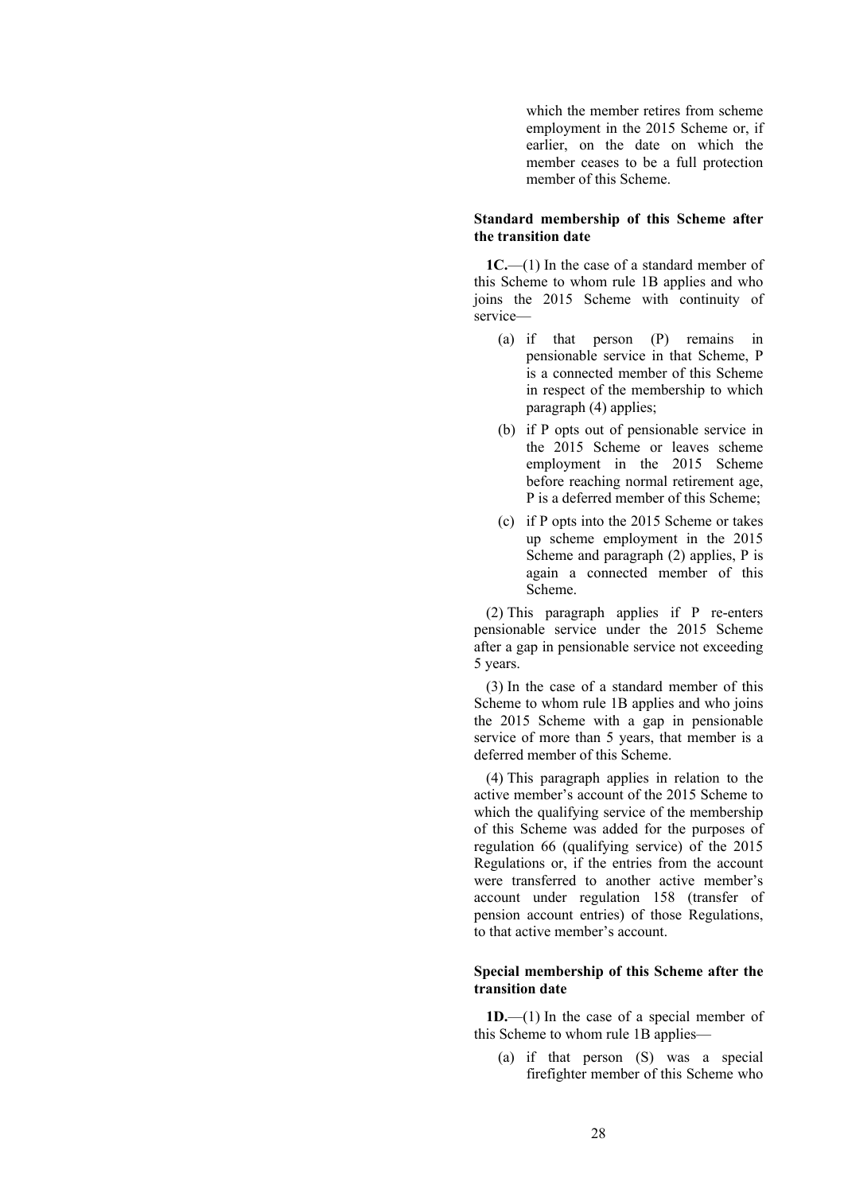which the member retires from scheme employment in the 2015 Scheme or, if earlier, on the date on which the member ceases to be a full protection member of this Scheme.

**Standard membership of this Scheme after the transition date**

**1C.**—(1) In the case of a standard member of this Scheme to whom rule 1B applies and who joins the 2015 Scheme with continuity of service—

(a) if that person (P) remains in pensionable service in that Scheme, P is a connected member of this Scheme in respect of the membership to which paragraph (4) applies;

(b) if P opts out of pensionable service in the 2015 Scheme or leaves scheme employment in the 2015 Scheme before reaching normal retirement age, P is a deferred member of this Scheme;

(c) if P opts into the 2015 Scheme or takes up scheme employment in the 2015 Scheme and paragraph (2) applies, P is again a connected member of this Scheme.

(2) This paragraph applies if P re-enters pensionable service under the 2015 Scheme after a gap in pensionable service not exceeding 5 years.

(3) In the case of a standard member of this Scheme to whom rule 1B applies and who joins the 2015 Scheme with a gap in pensionable service of more than 5 years, that member is a deferred member of this Scheme.

(4) This paragraph applies in relation to the active member's account of the 2015 Scheme to which the qualifying service of the membership of this Scheme was added for the purposes of regulation 66 (qualifying service) of the 2015 Regulations or, if the entries from the account were transferred to another active member's account under regulation 158 (transfer of pension account entries) of those Regulations, to that active member's account.

**Special membership of this Scheme after the transition date**

**1D.**—(1) In the case of a special member of this Scheme to whom rule 1B applies—

(a) if that person (S) was a special firefighter member of this Scheme who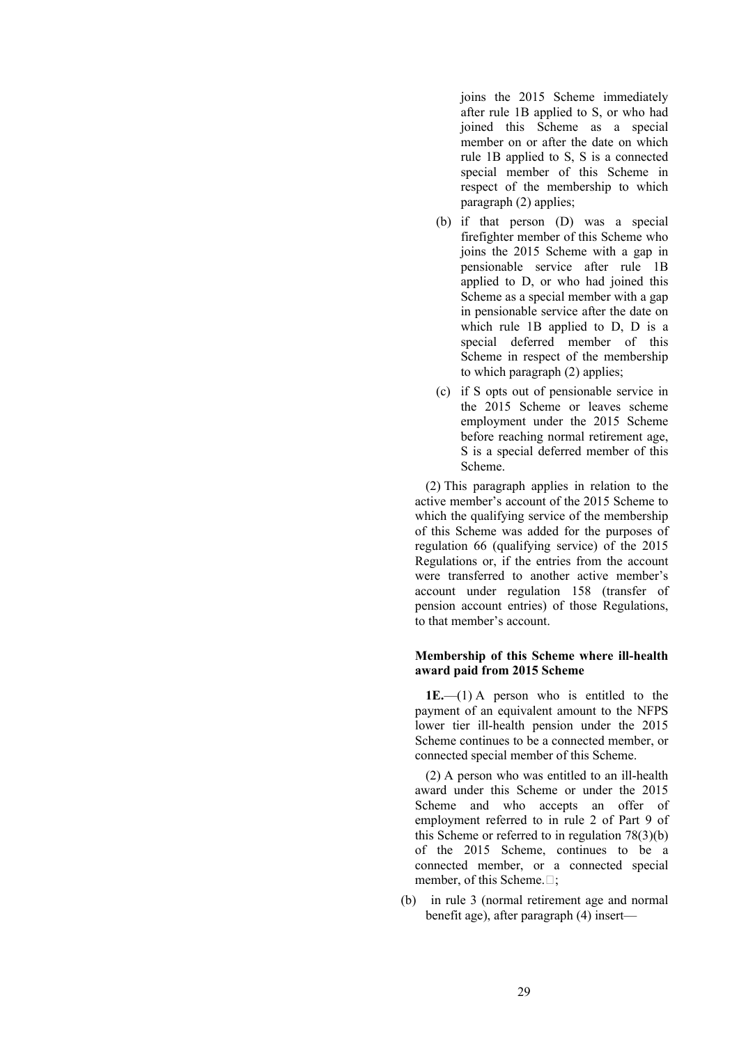joins the 2015 Scheme immediately after rule 1B applied to S, or who had joined this Scheme as a special member on or after the date on which rule 1B applied to S, S is a connected special member of this Scheme in respect of the membership to which paragraph (2) applies;

(b) if that person (D) was a special firefighter member of this Scheme who joins the 2015 Scheme with a gap in pensionable service after rule 1B applied to D, or who had joined this Scheme as a special member with a gap in pensionable service after the date on which rule 1B applied to D, D is a special deferred member of this Scheme in respect of the membership to which paragraph (2) applies;

(c) if S opts out of pensionable service in the 2015 Scheme or leaves scheme employment under the 2015 Scheme before reaching normal retirement age, S is a special deferred member of this Scheme.

(2) This paragraph applies in relation to the active member's account of the 2015 Scheme to which the qualifying service of the membership of this Scheme was added for the purposes of regulation 66 (qualifying service) of the 2015 Regulations or, if the entries from the account were transferred to another active member's account under regulation 158 (transfer of pension account entries) of those Regulations, to that member's account.

**Membership of this Scheme where ill-health award paid from 2015 Scheme**

**1E.**—(1) A person who is entitled to the payment of an equivalent amount to the NFPS lower tier ill-health pension under the 2015 Scheme continues to be a connected member, or connected special member of this Scheme.

(2) A person who was entitled to an ill-health award under this Scheme or under the 2015 Scheme and who accepts an offer of employment referred to in rule 2 of Part 9 of this Scheme or referred to in regulation 78(3)(b) of the 2015 Scheme, continues to be a connected member, or a connected special member, of this Scheme.";

(b) in rule 3 (normal retirement age and normal benefit age), after paragraph (4) insert—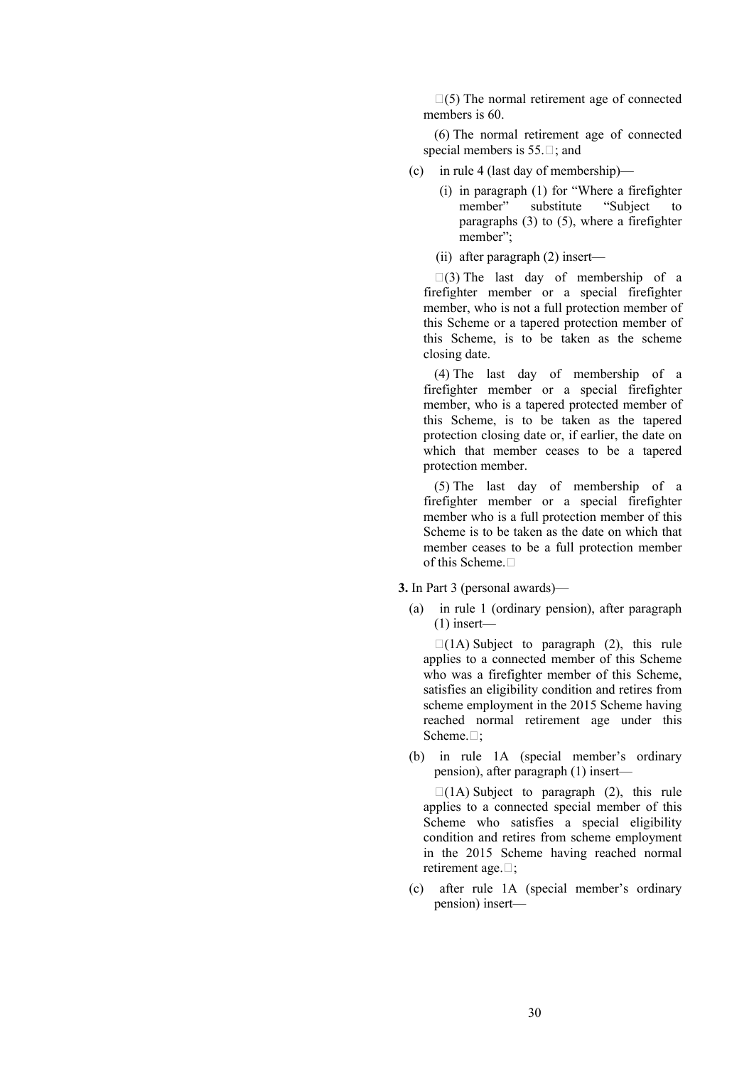"(5) The normal retirement age of connected members is 60.

(6) The normal retirement age of connected special members is 55."; and

(c) in rule 4 (last day of membership)—

   (i) in paragraph (1) for "Where a firefighter member" substitute "Subject to paragraphs (3) to (5), where a firefighter member";

   (ii) after paragraph (2) insert—

"(3) The last day of membership of a firefighter member or a special firefighter member, who is not a full protection member of this Scheme or a tapered protection member of this Scheme, is to be taken as the scheme closing date.

(4) The last day of membership of a firefighter member or a special firefighter member, who is a tapered protected member of this Scheme, is to be taken as the tapered protection closing date or, if earlier, the date on which that member ceases to be a tapered protection member.

(5) The last day of membership of a firefighter member or a special firefighter member who is a full protection member of this Scheme is to be taken as the date on which that member ceases to be a full protection member of this Scheme."

**3.** In Part 3 (personal awards)—

(a) in rule 1 (ordinary pension), after paragraph (1) insert—

"(1A) Subject to paragraph (2), this rule applies to a connected member of this Scheme who was a firefighter member of this Scheme, satisfies an eligibility condition and retires from scheme employment in the 2015 Scheme having reached normal retirement age under this Scheme.";

(b) in rule 1A (special member's ordinary pension), after paragraph (1) insert—

"(1A) Subject to paragraph (2), this rule applies to a connected special member of this Scheme who satisfies a special eligibility condition and retires from scheme employment in the 2015 Scheme having reached normal retirement age.";

(c) after rule 1A (special member's ordinary pension) insert—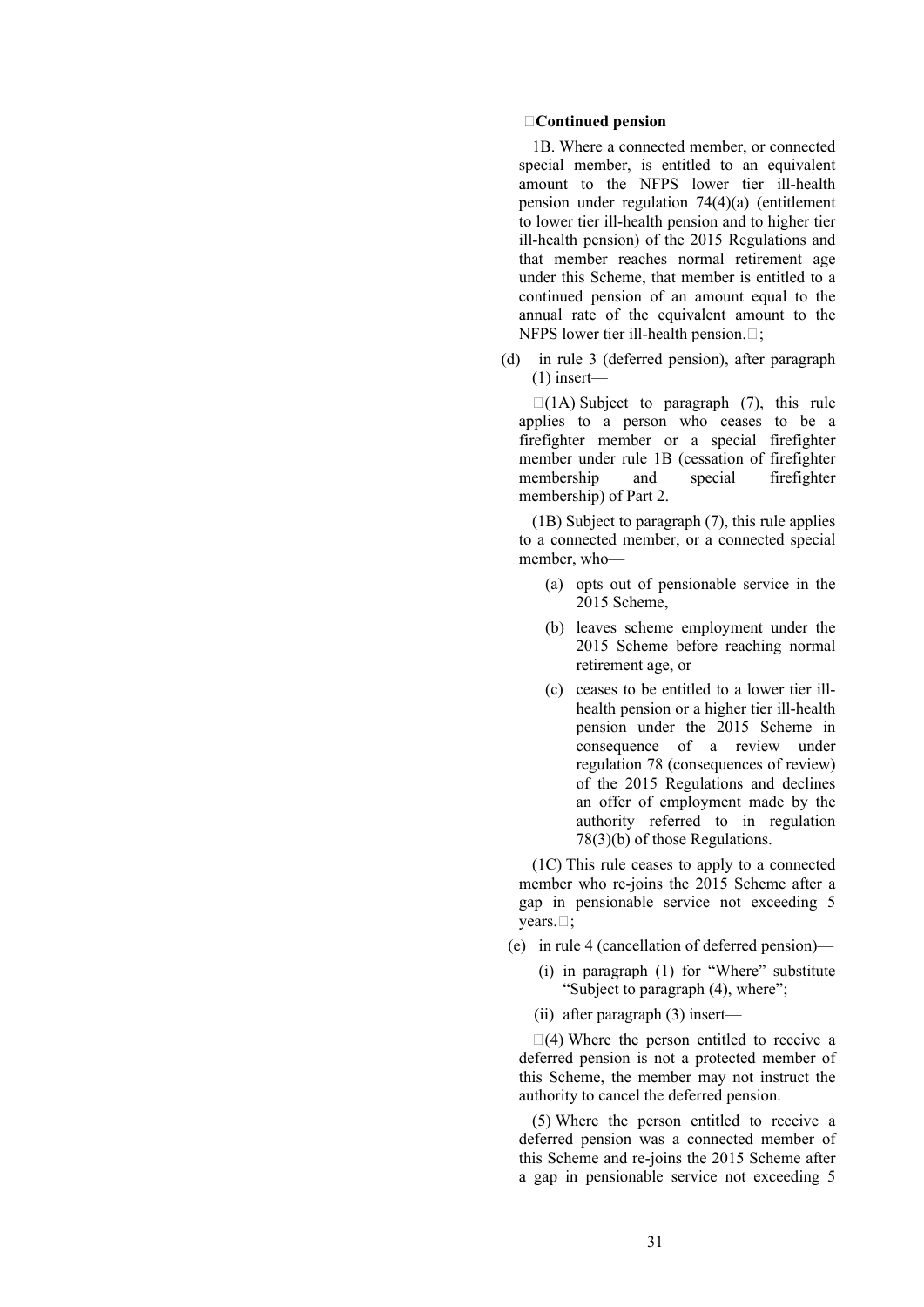"**Continued pension**

1B. Where a connected member, or connected special member, is entitled to an equivalent amount to the NFPS lower tier ill-health pension under regulation 74(4)(a) (entitlement to lower tier ill-health pension and to higher tier ill-health pension) of the 2015 Regulations and that member reaches normal retirement age under this Scheme, that member is entitled to a continued pension of an amount equal to the annual rate of the equivalent amount to the NFPS lower tier ill-health pension.";

(d) in rule 3 (deferred pension), after paragraph (1) insert—

"(1A) Subject to paragraph (7), this rule applies to a person who ceases to be a firefighter member or a special firefighter member under rule 1B (cessation of firefighter membership and special firefighter membership) of Part 2.

(1B) Subject to paragraph (7), this rule applies to a connected member, or a connected special member, who—

(a) opts out of pensionable service in the 2015 Scheme,

(b) leaves scheme employment under the 2015 Scheme before reaching normal retirement age, or

(c) ceases to be entitled to a lower tier ill-health pension or a higher tier ill-health pension under the 2015 Scheme in consequence of a review under regulation 78 (consequences of review) of the 2015 Regulations and declines an offer of employment made by the authority referred to in regulation 78(3)(b) of those Regulations.

(1C) This rule ceases to apply to a connected member who re-joins the 2015 Scheme after a gap in pensionable service not exceeding 5 years.";

(e) in rule 4 (cancellation of deferred pension)—

(i) in paragraph (1) for "Where" substitute "Subject to paragraph (4), where";

(ii) after paragraph (3) insert—

"(4) Where the person entitled to receive a deferred pension is not a protected member of this Scheme, the member may not instruct the authority to cancel the deferred pension.

(5) Where the person entitled to receive a deferred pension was a connected member of this Scheme and re-joins the 2015 Scheme after a gap in pensionable service not exceeding 5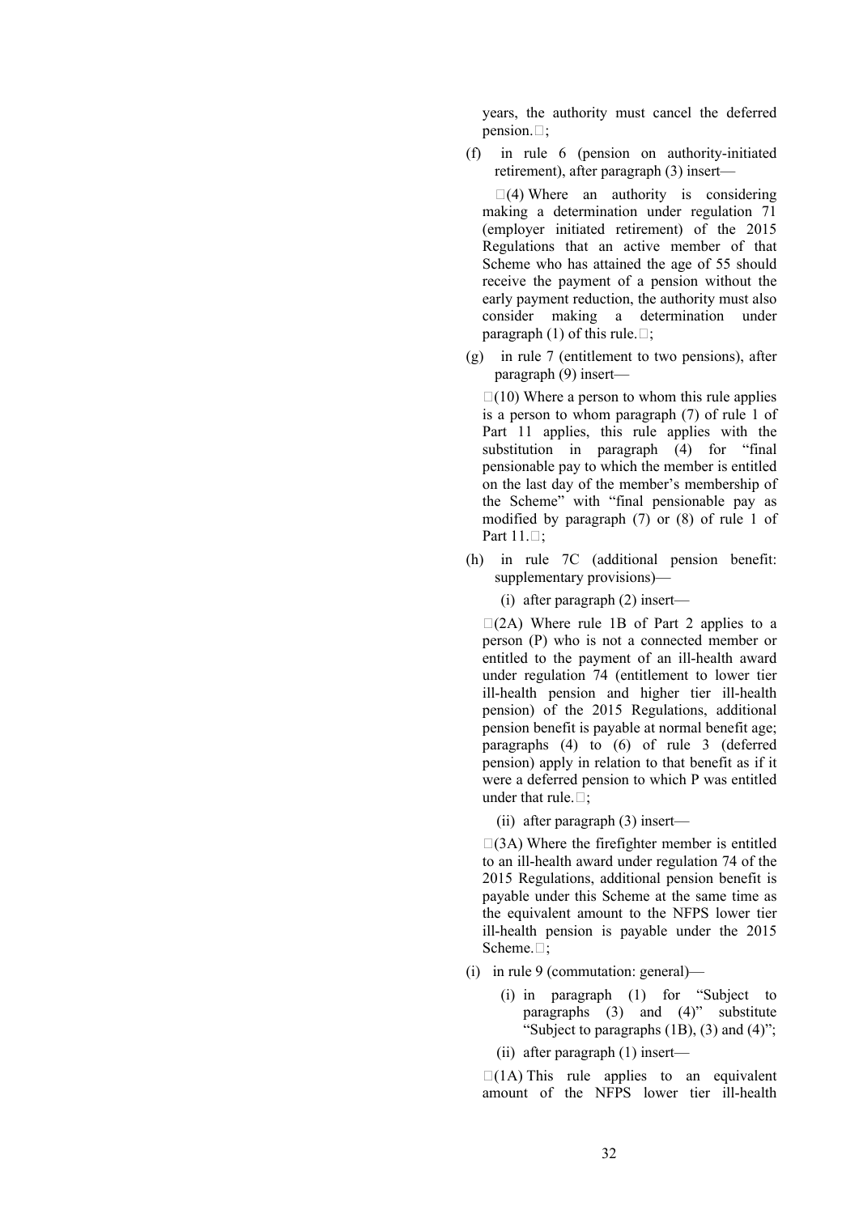years, the authority must cancel the deferred pension.";

(f) in rule 6 (pension on authority-initiated retirement), after paragraph (3) insert—

"(4) Where an authority is considering making a determination under regulation 71 (employer initiated retirement) of the 2015 Regulations that an active member of that Scheme who has attained the age of 55 should receive the payment of a pension without the early payment reduction, the authority must also consider making a determination under paragraph (1) of this rule.";

(g) in rule 7 (entitlement to two pensions), after paragraph (9) insert—

"(10) Where a person to whom this rule applies is a person to whom paragraph (7) of rule 1 of Part 11 applies, this rule applies with the substitution in paragraph (4) for "final pensionable pay to which the member is entitled on the last day of the member's membership of the Scheme" with "final pensionable pay as modified by paragraph (7) or (8) of rule 1 of Part 11.";

(h) in rule 7C (additional pension benefit: supplementary provisions)—

(i) after paragraph (2) insert—

"(2A) Where rule 1B of Part 2 applies to a person (P) who is not a connected member or entitled to the payment of an ill-health award under regulation 74 (entitlement to lower tier ill-health pension and higher tier ill-health pension) of the 2015 Regulations, additional pension benefit is payable at normal benefit age; paragraphs (4) to (6) of rule 3 (deferred pension) apply in relation to that benefit as if it were a deferred pension to which P was entitled under that rule.";

(ii) after paragraph (3) insert—

"(3A) Where the firefighter member is entitled to an ill-health award under regulation 74 of the 2015 Regulations, additional pension benefit is payable under this Scheme at the same time as the equivalent amount to the NFPS lower tier ill-health pension is payable under the 2015 Scheme.";

(i) in rule 9 (commutation: general)—

(i) in paragraph (1) for "Subject to paragraphs (3) and (4)" substitute "Subject to paragraphs (1B), (3) and (4)";

(ii) after paragraph (1) insert—

"(1A) This rule applies to an equivalent amount of the NFPS lower tier ill-health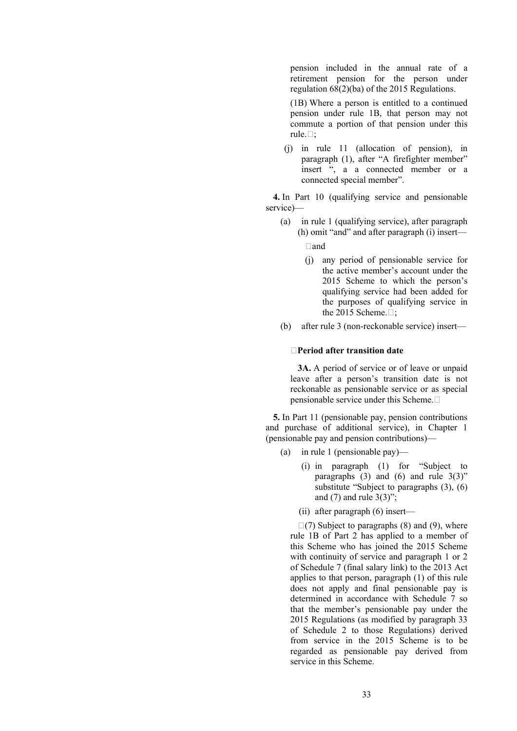pension included in the annual rate of a retirement pension for the person under regulation 68(2)(ba) of the 2015 Regulations.

(1B) Where a person is entitled to a continued pension under rule 1B, that person may not commute a portion of that pension under this rule.";

(j) in rule 11 (allocation of pension), in paragraph (1), after "A firefighter member" insert ", a a connected member or a connected special member".

**4.** In Part 10 (qualifying service and pensionable service)—

(a) in rule 1 (qualifying service), after paragraph (h) omit "and" and after paragraph (i) insert—

"and

(j) any period of pensionable service for the active member's account under the 2015 Scheme to which the person's qualifying service had been added for the purposes of qualifying service in the 2015 Scheme.";

(b) after rule 3 (non-reckonable service) insert—

"**Period after transition date**

**3A.** A period of service or of leave or unpaid leave after a person's transition date is not reckonable as pensionable service or as special pensionable service under this Scheme."

**5.** In Part 11 (pensionable pay, pension contributions and purchase of additional service), in Chapter 1 (pensionable pay and pension contributions)—

(a) in rule 1 (pensionable pay)—

(i) in paragraph (1) for "Subject to paragraphs (3) and (6) and rule 3(3)" substitute "Subject to paragraphs (3), (6) and (7) and rule 3(3)";

(ii) after paragraph (6) insert—

"(7) Subject to paragraphs (8) and (9), where rule 1B of Part 2 has applied to a member of this Scheme who has joined the 2015 Scheme with continuity of service and paragraph 1 or 2 of Schedule 7 (final salary link) to the 2013 Act applies to that person, paragraph (1) of this rule does not apply and final pensionable pay is determined in accordance with Schedule 7 so that the member's pensionable pay under the 2015 Regulations (as modified by paragraph 33 of Schedule 2 to those Regulations) derived from service in the 2015 Scheme is to be regarded as pensionable pay derived from service in this Scheme.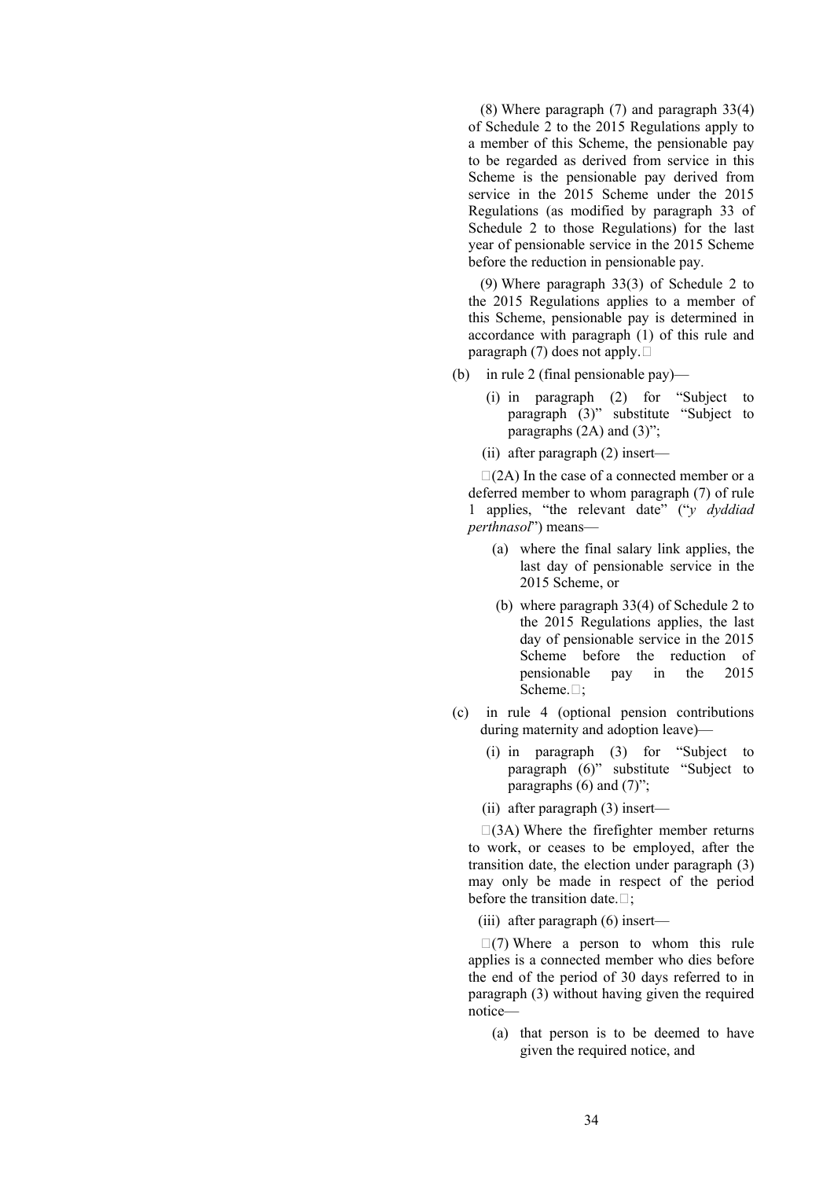(8) Where paragraph (7) and paragraph 33(4) of Schedule 2 to the 2015 Regulations apply to a member of this Scheme, the pensionable pay to be regarded as derived from service in this Scheme is the pensionable pay derived from service in the 2015 Scheme under the 2015 Regulations (as modified by paragraph 33 of Schedule 2 to those Regulations) for the last year of pensionable service in the 2015 Scheme before the reduction in pensionable pay.

(9) Where paragraph 33(3) of Schedule 2 to the 2015 Regulations applies to a member of this Scheme, pensionable pay is determined in accordance with paragraph (1) of this rule and paragraph (7) does not apply.”

(b) in rule 2 (final pensionable pay)—

(i) in paragraph (2) for “Subject to paragraph (3)” substitute “Subject to paragraphs (2A) and (3)”;

(ii) after paragraph (2) insert—

“(2A) In the case of a connected member or a deferred member to whom paragraph (7) of rule 1 applies, “the relevant date” (“*y dyddiad perthnasol*”) means—

(a) where the final salary link applies, the last day of pensionable service in the 2015 Scheme, or

(b) where paragraph 33(4) of Schedule 2 to the 2015 Regulations applies, the last day of pensionable service in the 2015 Scheme before the reduction of pensionable pay in the 2015 Scheme.”;

(c) in rule 4 (optional pension contributions during maternity and adoption leave)—

(i) in paragraph (3) for “Subject to paragraph (6)” substitute “Subject to paragraphs (6) and (7)”;

(ii) after paragraph (3) insert—

“(3A) Where the firefighter member returns to work, or ceases to be employed, after the transition date, the election under paragraph (3) may only be made in respect of the period before the transition date.”;

(iii) after paragraph (6) insert—

“(7) Where a person to whom this rule applies is a connected member who dies before the end of the period of 30 days referred to in paragraph (3) without having given the required notice—

(a) that person is to be deemed to have given the required notice, and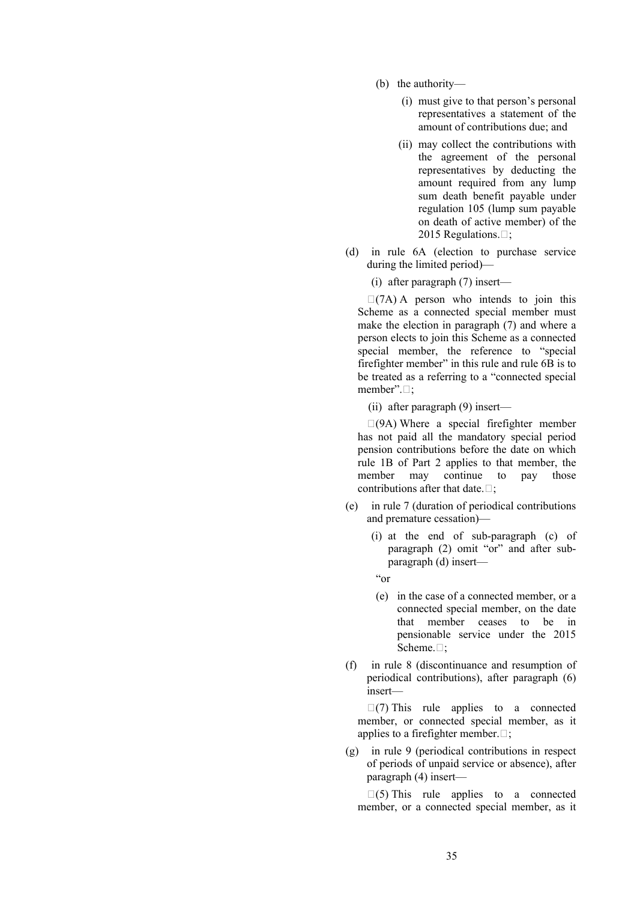(b) the authority—

(i) must give to that person's personal representatives a statement of the amount of contributions due; and

(ii) may collect the contributions with the agreement of the personal representatives by deducting the amount required from any lump sum death benefit payable under regulation 105 (lump sum payable on death of active member) of the 2015 Regulations.";

(d) in rule 6A (election to purchase service during the limited period)—

(i) after paragraph (7) insert—

"(7A) A person who intends to join this Scheme as a connected special member must make the election in paragraph (7) and where a person elects to join this Scheme as a connected special member, the reference to "special firefighter member" in this rule and rule 6B is to be treated as a referring to a "connected special member".";

(ii) after paragraph (9) insert—

"(9A) Where a special firefighter member has not paid all the mandatory special period pension contributions before the date on which rule 1B of Part 2 applies to that member, the member may continue to pay those contributions after that date.";

(e) in rule 7 (duration of periodical contributions and premature cessation)—

(i) at the end of sub-paragraph (c) of paragraph (2) omit "or" and after sub-paragraph (d) insert—

"or

(e) in the case of a connected member, or a connected special member, on the date that member ceases to be in pensionable service under the 2015 Scheme.";

(f) in rule 8 (discontinuance and resumption of periodical contributions), after paragraph (6) insert—

"(7) This rule applies to a connected member, or connected special member, as it applies to a firefighter member.";

(g) in rule 9 (periodical contributions in respect of periods of unpaid service or absence), after paragraph (4) insert—

"(5) This rule applies to a connected member, or a connected special member, as it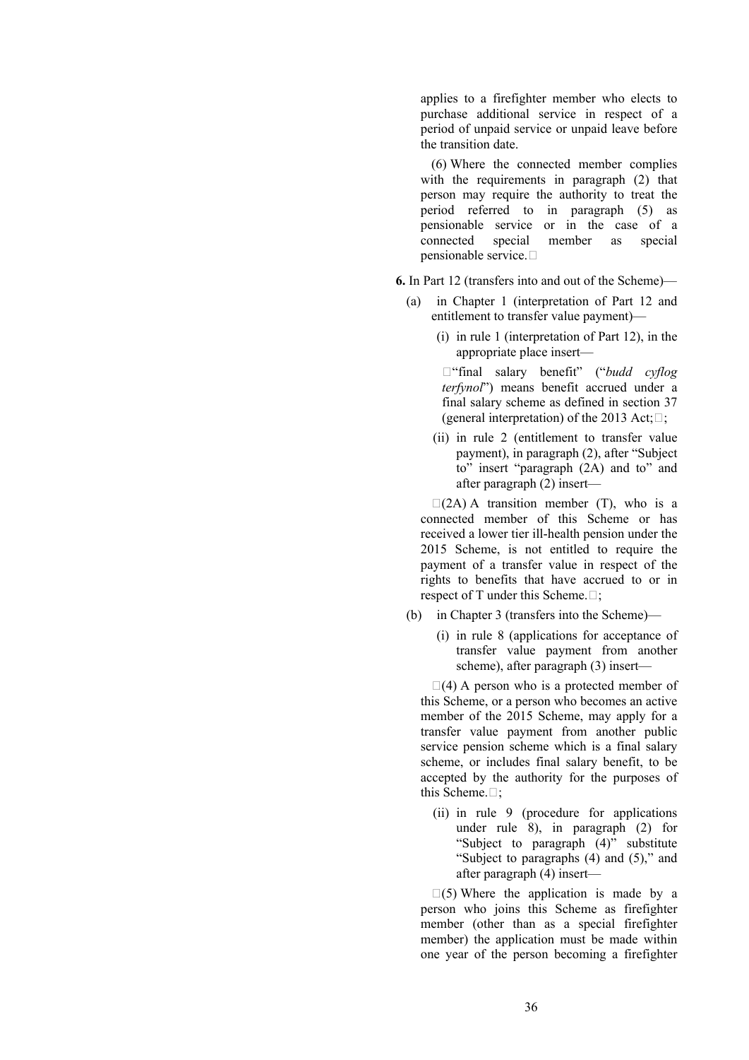applies to a firefighter member who elects to purchase additional service in respect of a period of unpaid service or unpaid leave before the transition date.

(6) Where the connected member complies with the requirements in paragraph (2) that person may require the authority to treat the period referred to in paragraph (5) as pensionable service or in the case of a connected special member as special pensionable service.

**6.** In Part 12 (transfers into and out of the Scheme)—

(a) in Chapter 1 (interpretation of Part 12 and entitlement to transfer value payment)—

(i) in rule 1 (interpretation of Part 12), in the appropriate place insert—

"final salary benefit" ("*budd cyflog terfynol*") means benefit accrued under a final salary scheme as defined in section 37 (general interpretation) of the 2013 Act;;

(ii) in rule 2 (entitlement to transfer value payment), in paragraph (2), after "Subject to" insert "paragraph (2A) and to" and after paragraph (2) insert—

(2A) A transition member (T), who is a connected member of this Scheme or has received a lower tier ill-health pension under the 2015 Scheme, is not entitled to require the payment of a transfer value in respect of the rights to benefits that have accrued to or in respect of T under this Scheme.;

(b) in Chapter 3 (transfers into the Scheme)—

(i) in rule 8 (applications for acceptance of transfer value payment from another scheme), after paragraph (3) insert—

(4) A person who is a protected member of this Scheme, or a person who becomes an active member of the 2015 Scheme, may apply for a transfer value payment from another public service pension scheme which is a final salary scheme, or includes final salary benefit, to be accepted by the authority for the purposes of this Scheme.;

(ii) in rule 9 (procedure for applications under rule 8), in paragraph (2) for "Subject to paragraph (4)" substitute "Subject to paragraphs (4) and (5)," and after paragraph (4) insert—

(5) Where the application is made by a person who joins this Scheme as firefighter member (other than as a special firefighter member) the application must be made within one year of the person becoming a firefighter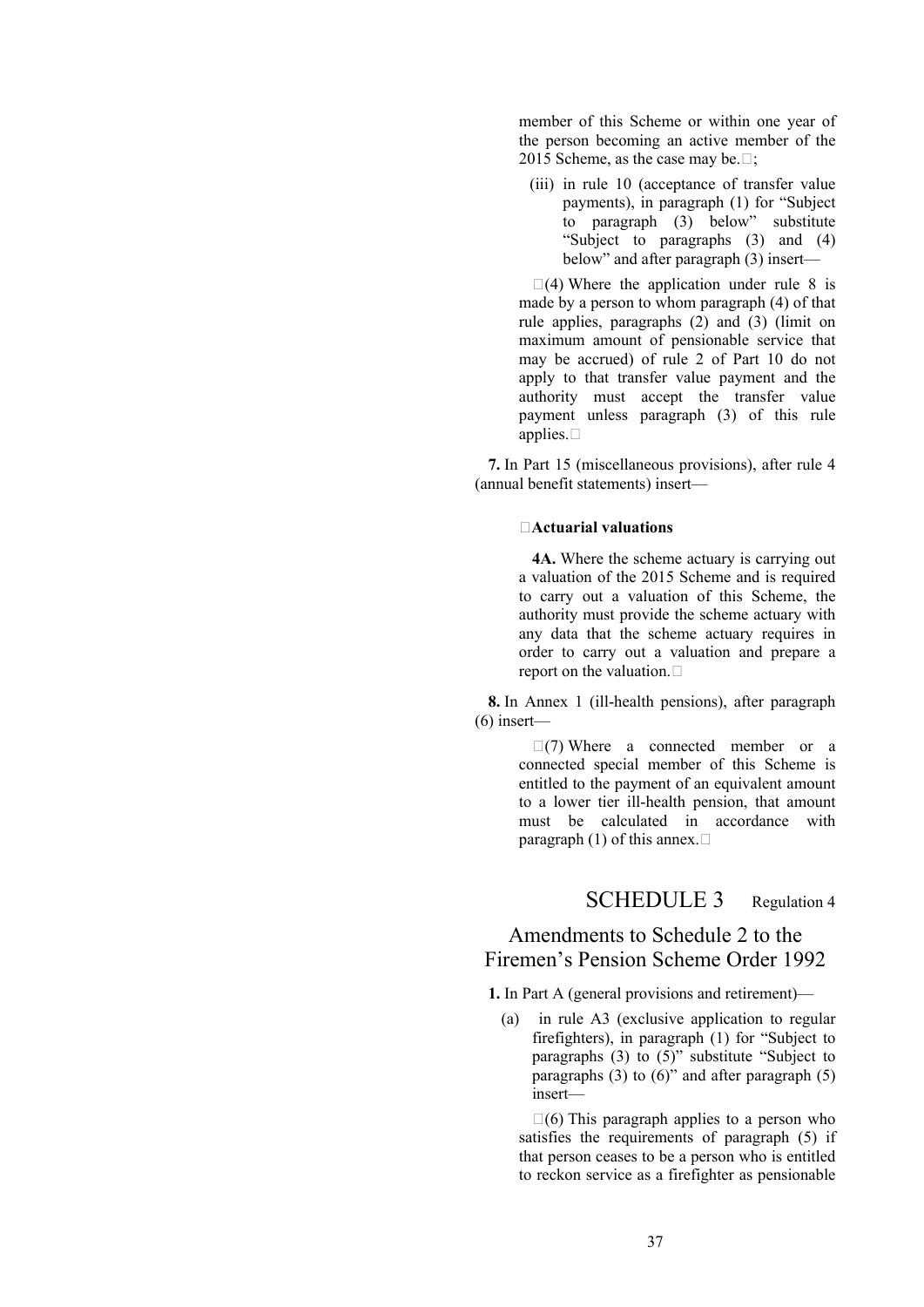member of this Scheme or within one year of the person becoming an active member of the 2015 Scheme, as the case may be.";

(iii) in rule 10 (acceptance of transfer value payments), in paragraph (1) for "Subject to paragraph (3) below" substitute "Subject to paragraphs (3) and (4) below" and after paragraph (3) insert—

"(4) Where the application under rule 8 is made by a person to whom paragraph (4) of that rule applies, paragraphs (2) and (3) (limit on maximum amount of pensionable service that may be accrued) of rule 2 of Part 10 do not apply to that transfer value payment and the authority must accept the transfer value payment unless paragraph (3) of this rule applies."

**7.** In Part 15 (miscellaneous provisions), after rule 4 (annual benefit statements) insert—

"**Actuarial valuations**

**4A.** Where the scheme actuary is carrying out a valuation of the 2015 Scheme and is required to carry out a valuation of this Scheme, the authority must provide the scheme actuary with any data that the scheme actuary requires in order to carry out a valuation and prepare a report on the valuation."

**8.** In Annex 1 (ill-health pensions), after paragraph (6) insert—

"(7) Where a connected member or a connected special member of this Scheme is entitled to the payment of an equivalent amount to a lower tier ill-health pension, that amount must be calculated in accordance with paragraph (1) of this annex."

## SCHEDULE 3 — Regulation 4

## Amendments to Schedule 2 to the Firemen's Pension Scheme Order 1992

**1.** In Part A (general provisions and retirement)—

(a) in rule A3 (exclusive application to regular firefighters), in paragraph (1) for "Subject to paragraphs (3) to (5)" substitute "Subject to paragraphs (3) to (6)" and after paragraph (5) insert—

"(6) This paragraph applies to a person who satisfies the requirements of paragraph (5) if that person ceases to be a person who is entitled to reckon service as a firefighter as pensionable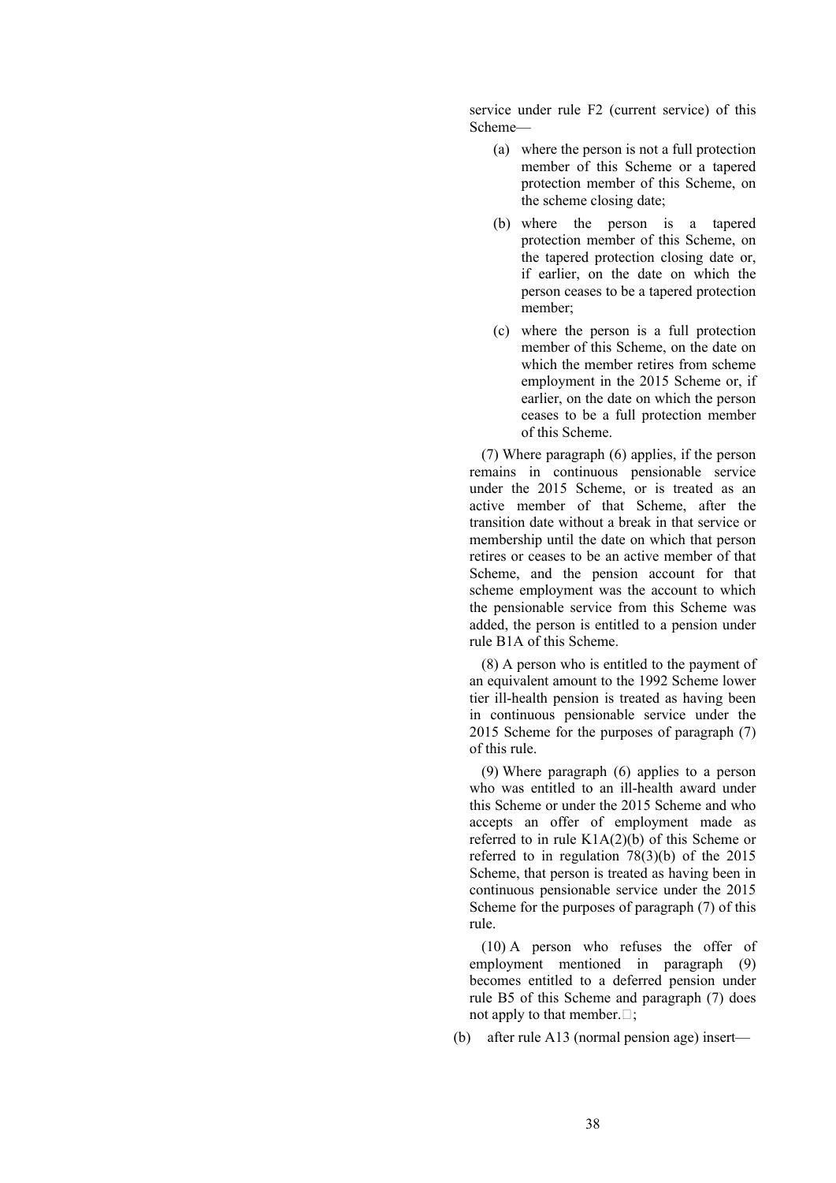service under rule F2 (current service) of this Scheme—

(a) where the person is not a full protection member of this Scheme or a tapered protection member of this Scheme, on the scheme closing date;

(b) where the person is a tapered protection member of this Scheme, on the tapered protection closing date or, if earlier, on the date on which the person ceases to be a tapered protection member;

(c) where the person is a full protection member of this Scheme, on the date on which the member retires from scheme employment in the 2015 Scheme or, if earlier, on the date on which the person ceases to be a full protection member of this Scheme.

(7) Where paragraph (6) applies, if the person remains in continuous pensionable service under the 2015 Scheme, or is treated as an active member of that Scheme, after the transition date without a break in that service or membership until the date on which that person retires or ceases to be an active member of that Scheme, and the pension account for that scheme employment was the account to which the pensionable service from this Scheme was added, the person is entitled to a pension under rule B1A of this Scheme.

(8) A person who is entitled to the payment of an equivalent amount to the 1992 Scheme lower tier ill-health pension is treated as having been in continuous pensionable service under the 2015 Scheme for the purposes of paragraph (7) of this rule.

(9) Where paragraph (6) applies to a person who was entitled to an ill-health award under this Scheme or under the 2015 Scheme and who accepts an offer of employment made as referred to in rule K1A(2)(b) of this Scheme or referred to in regulation 78(3)(b) of the 2015 Scheme, that person is treated as having been in continuous pensionable service under the 2015 Scheme for the purposes of paragraph (7) of this rule.

(10) A person who refuses the offer of employment mentioned in paragraph (9) becomes entitled to a deferred pension under rule B5 of this Scheme and paragraph (7) does not apply to that member.”;

(b) after rule A13 (normal pension age) insert—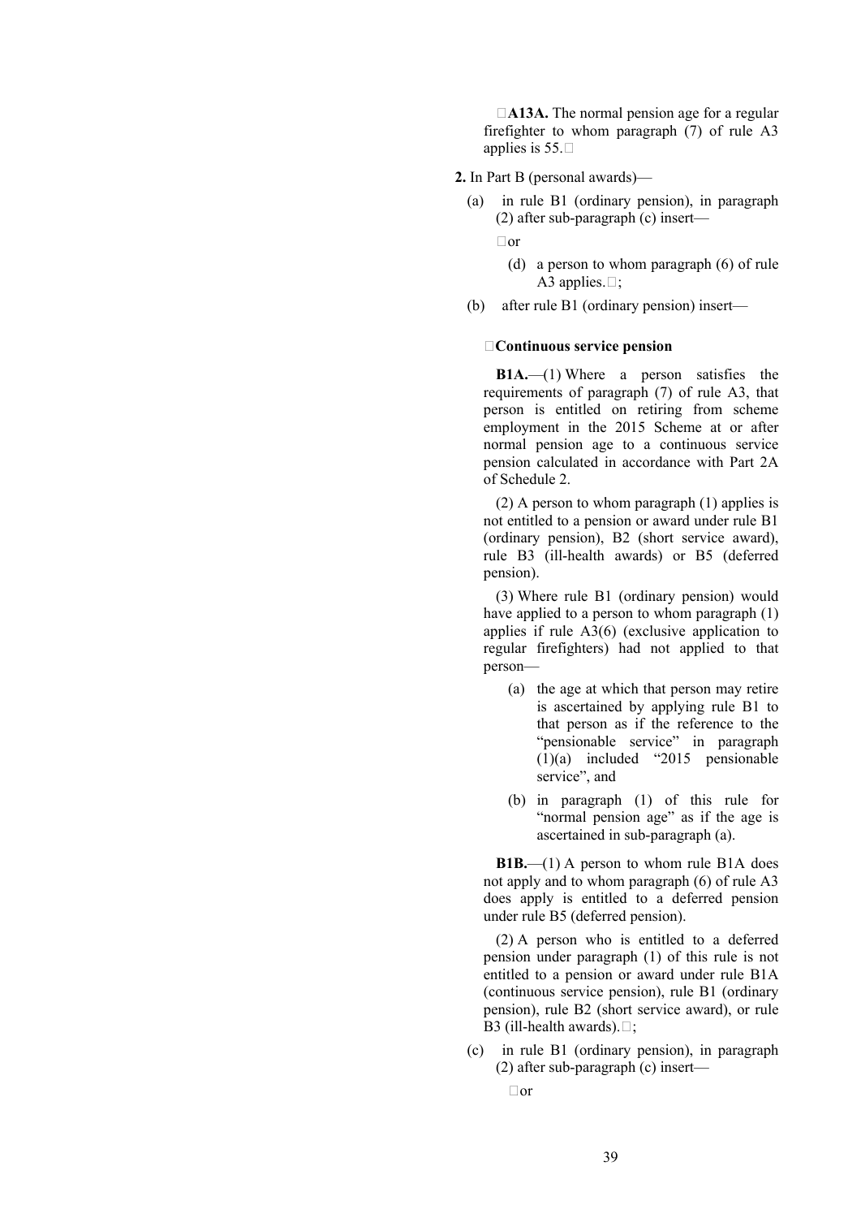"**A13A.** The normal pension age for a regular firefighter to whom paragraph (7) of rule A3 applies is 55."

**2.** In Part B (personal awards)—

(a) in rule B1 (ordinary pension), in paragraph (2) after sub-paragraph (c) insert—

"or

(d) a person to whom paragraph (6) of rule A3 applies.";

(b) after rule B1 (ordinary pension) insert—

"**Continuous service pension**

**B1A.**—(1) Where a person satisfies the requirements of paragraph (7) of rule A3, that person is entitled on retiring from scheme employment in the 2015 Scheme at or after normal pension age to a continuous service pension calculated in accordance with Part 2A of Schedule 2.

(2) A person to whom paragraph (1) applies is not entitled to a pension or award under rule B1 (ordinary pension), B2 (short service award), rule B3 (ill-health awards) or B5 (deferred pension).

(3) Where rule B1 (ordinary pension) would have applied to a person to whom paragraph (1) applies if rule A3(6) (exclusive application to regular firefighters) had not applied to that person—

(a) the age at which that person may retire is ascertained by applying rule B1 to that person as if the reference to the "pensionable service" in paragraph (1)(a) included "2015 pensionable service", and

(b) in paragraph (1) of this rule for "normal pension age" as if the age is ascertained in sub-paragraph (a).

**B1B.**—(1) A person to whom rule B1A does not apply and to whom paragraph (6) of rule A3 does apply is entitled to a deferred pension under rule B5 (deferred pension).

(2) A person who is entitled to a deferred pension under paragraph (1) of this rule is not entitled to a pension or award under rule B1A (continuous service pension), rule B1 (ordinary pension), rule B2 (short service award), or rule B3 (ill-health awards).";

(c) in rule B1 (ordinary pension), in paragraph (2) after sub-paragraph (c) insert—

"or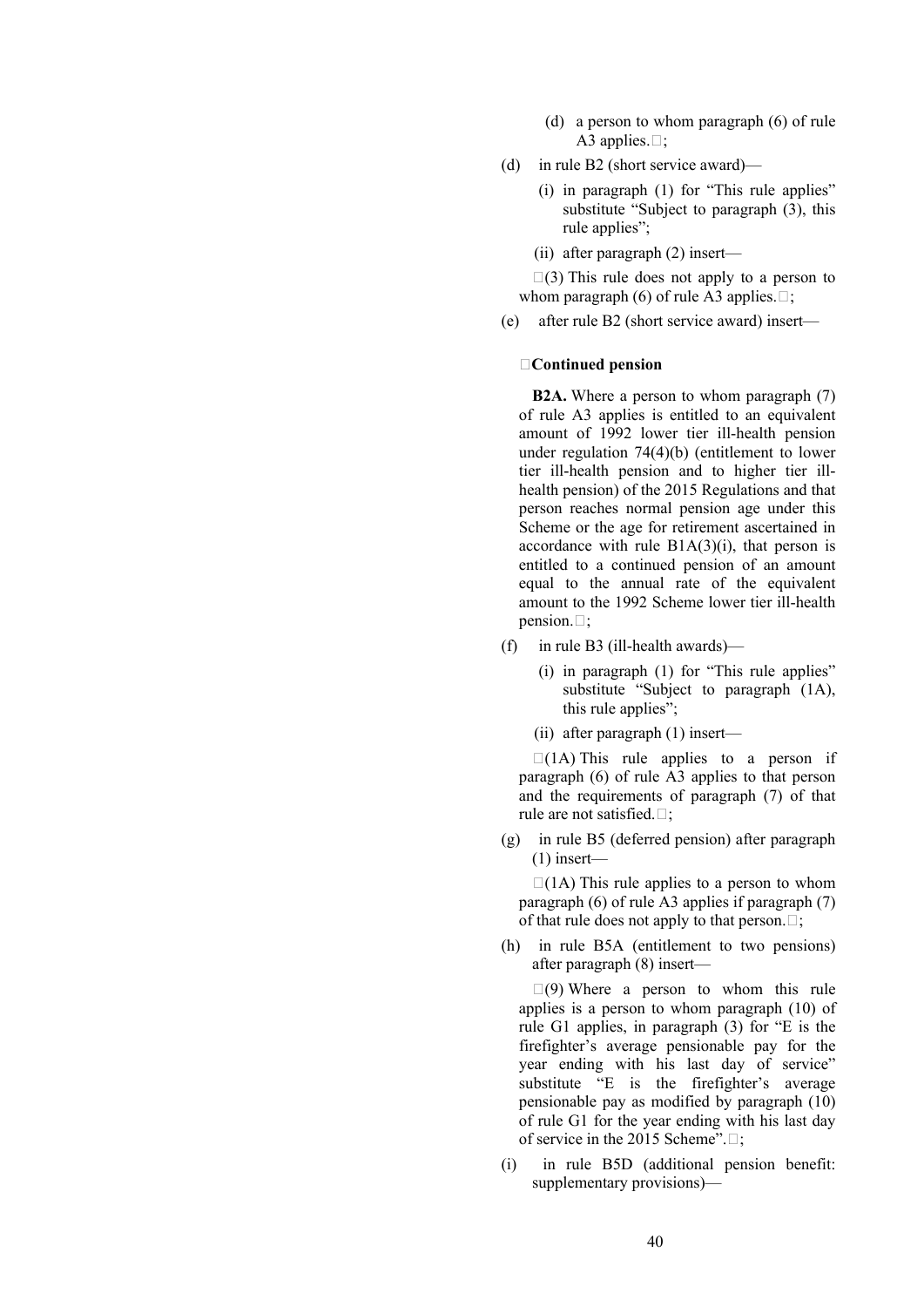(d) a person to whom paragraph (6) of rule A3 applies.";

(d) in rule B2 (short service award)—

(i) in paragraph (1) for "This rule applies" substitute "Subject to paragraph (3), this rule applies";

(ii) after paragraph (2) insert—

"(3) This rule does not apply to a person to whom paragraph (6) of rule A3 applies.";

(e) after rule B2 (short service award) insert—

"**Continued pension**

**B2A.** Where a person to whom paragraph (7) of rule A3 applies is entitled to an equivalent amount of 1992 lower tier ill-health pension under regulation 74(4)(b) (entitlement to lower tier ill-health pension and to higher tier ill-health pension) of the 2015 Regulations and that person reaches normal pension age under this Scheme or the age for retirement ascertained in accordance with rule B1A(3)(i), that person is entitled to a continued pension of an amount equal to the annual rate of the equivalent amount to the 1992 Scheme lower tier ill-health pension.";

(f) in rule B3 (ill-health awards)—

(i) in paragraph (1) for "This rule applies" substitute "Subject to paragraph (1A), this rule applies";

(ii) after paragraph (1) insert—

"(1A) This rule applies to a person if paragraph (6) of rule A3 applies to that person and the requirements of paragraph (7) of that rule are not satisfied.";

(g) in rule B5 (deferred pension) after paragraph (1) insert—

"(1A) This rule applies to a person to whom paragraph (6) of rule A3 applies if paragraph (7) of that rule does not apply to that person.";

(h) in rule B5A (entitlement to two pensions) after paragraph (8) insert—

"(9) Where a person to whom this rule applies is a person to whom paragraph (10) of rule G1 applies, in paragraph (3) for "E is the firefighter's average pensionable pay for the year ending with his last day of service" substitute "E is the firefighter's average pensionable pay as modified by paragraph (10) of rule G1 for the year ending with his last day of service in the 2015 Scheme".";

(i) in rule B5D (additional pension benefit: supplementary provisions)—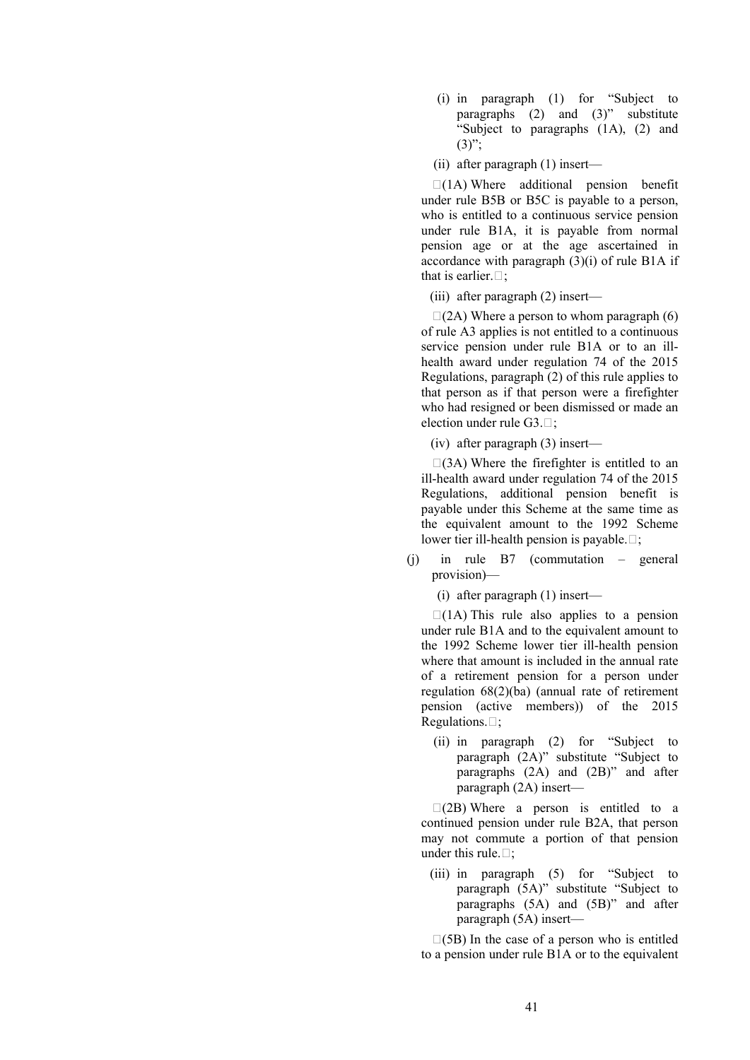(i) in paragraph (1) for "Subject to paragraphs (2) and (3)" substitute "Subject to paragraphs (1A), (2) and (3)";

(ii) after paragraph (1) insert—

"(1A) Where additional pension benefit under rule B5B or B5C is payable to a person, who is entitled to a continuous service pension under rule B1A, it is payable from normal pension age or at the age ascertained in accordance with paragraph (3)(i) of rule B1A if that is earlier.";

(iii) after paragraph (2) insert—

"(2A) Where a person to whom paragraph (6) of rule A3 applies is not entitled to a continuous service pension under rule B1A or to an ill-health award under regulation 74 of the 2015 Regulations, paragraph (2) of this rule applies to that person as if that person were a firefighter who had resigned or been dismissed or made an election under rule G3.";

(iv) after paragraph (3) insert—

"(3A) Where the firefighter is entitled to an ill-health award under regulation 74 of the 2015 Regulations, additional pension benefit is payable under this Scheme at the same time as the equivalent amount to the 1992 Scheme lower tier ill-health pension is payable.";

(j) in rule B7 (commutation – general provision)—

(i) after paragraph (1) insert—

"(1A) This rule also applies to a pension under rule B1A and to the equivalent amount to the 1992 Scheme lower tier ill-health pension where that amount is included in the annual rate of a retirement pension for a person under regulation 68(2)(ba) (annual rate of retirement pension (active members)) of the 2015 Regulations.";

(ii) in paragraph (2) for "Subject to paragraph (2A)" substitute "Subject to paragraphs (2A) and (2B)" and after paragraph (2A) insert—

"(2B) Where a person is entitled to a continued pension under rule B2A, that person may not commute a portion of that pension under this rule.";

(iii) in paragraph (5) for "Subject to paragraph (5A)" substitute "Subject to paragraphs (5A) and (5B)" and after paragraph (5A) insert—

"(5B) In the case of a person who is entitled to a pension under rule B1A or to the equivalent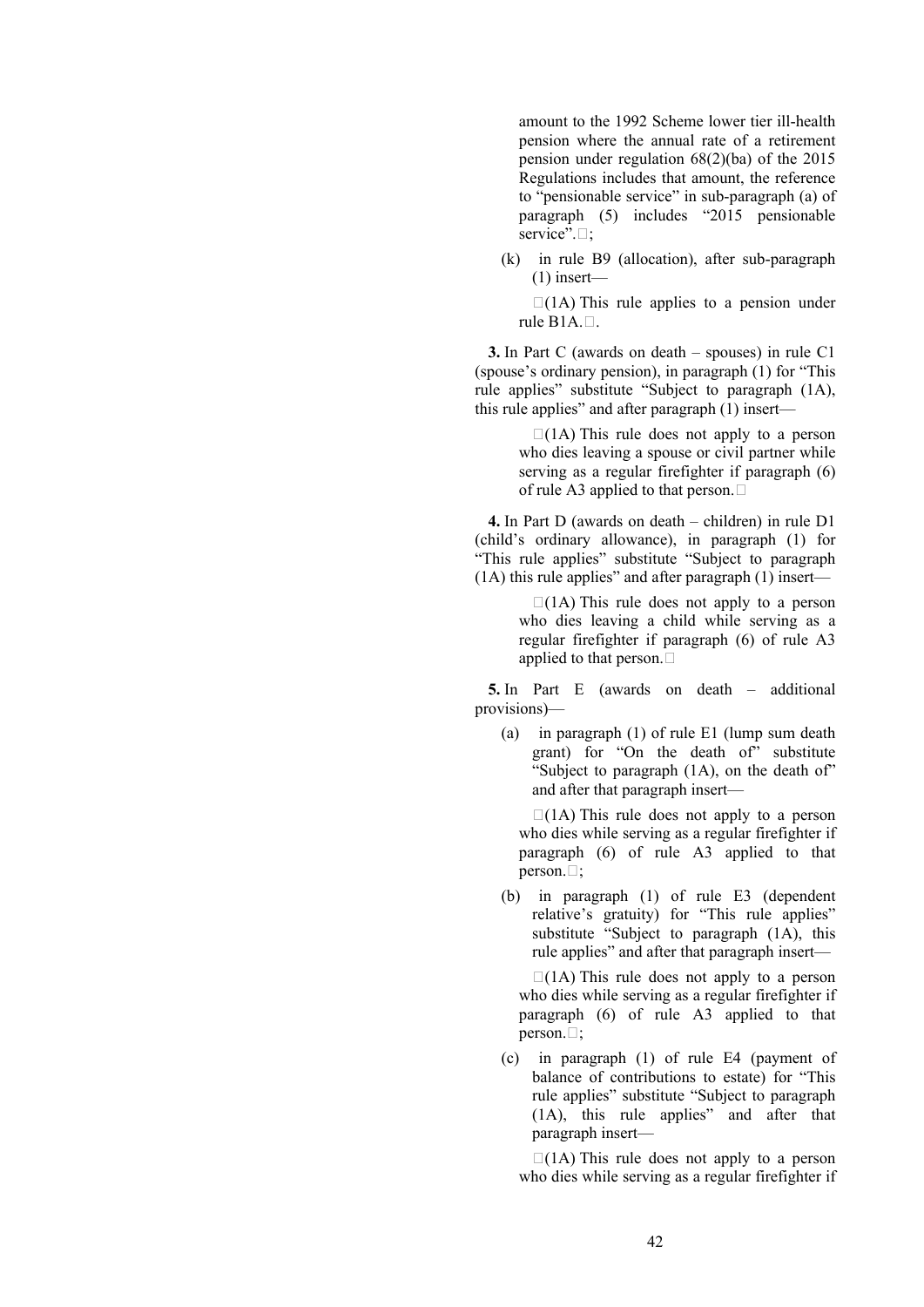amount to the 1992 Scheme lower tier ill-health pension where the annual rate of a retirement pension under regulation 68(2)(ba) of the 2015 Regulations includes that amount, the reference to "pensionable service" in sub-paragraph (a) of paragraph (5) includes "2015 pensionable service".";

(k) in rule B9 (allocation), after sub-paragraph (1) insert—

"(1A) This rule applies to a pension under rule B1A.".

**3.** In Part C (awards on death – spouses) in rule C1 (spouse's ordinary pension), in paragraph (1) for "This rule applies" substitute "Subject to paragraph (1A), this rule applies" and after paragraph (1) insert—

"(1A) This rule does not apply to a person who dies leaving a spouse or civil partner while serving as a regular firefighter if paragraph (6) of rule A3 applied to that person."

**4.** In Part D (awards on death – children) in rule D1 (child's ordinary allowance), in paragraph (1) for "This rule applies" substitute "Subject to paragraph (1A) this rule applies" and after paragraph (1) insert—

"(1A) This rule does not apply to a person who dies leaving a child while serving as a regular firefighter if paragraph (6) of rule A3 applied to that person."

**5.** In Part E (awards on death – additional provisions)—

(a) in paragraph (1) of rule E1 (lump sum death grant) for "On the death of" substitute "Subject to paragraph (1A), on the death of" and after that paragraph insert—

"(1A) This rule does not apply to a person who dies while serving as a regular firefighter if paragraph (6) of rule A3 applied to that person.";

(b) in paragraph (1) of rule E3 (dependent relative's gratuity) for "This rule applies" substitute "Subject to paragraph (1A), this rule applies" and after that paragraph insert—

"(1A) This rule does not apply to a person who dies while serving as a regular firefighter if paragraph (6) of rule A3 applied to that person.";

(c) in paragraph (1) of rule E4 (payment of balance of contributions to estate) for "This rule applies" substitute "Subject to paragraph (1A), this rule applies" and after that paragraph insert—

"(1A) This rule does not apply to a person who dies while serving as a regular firefighter if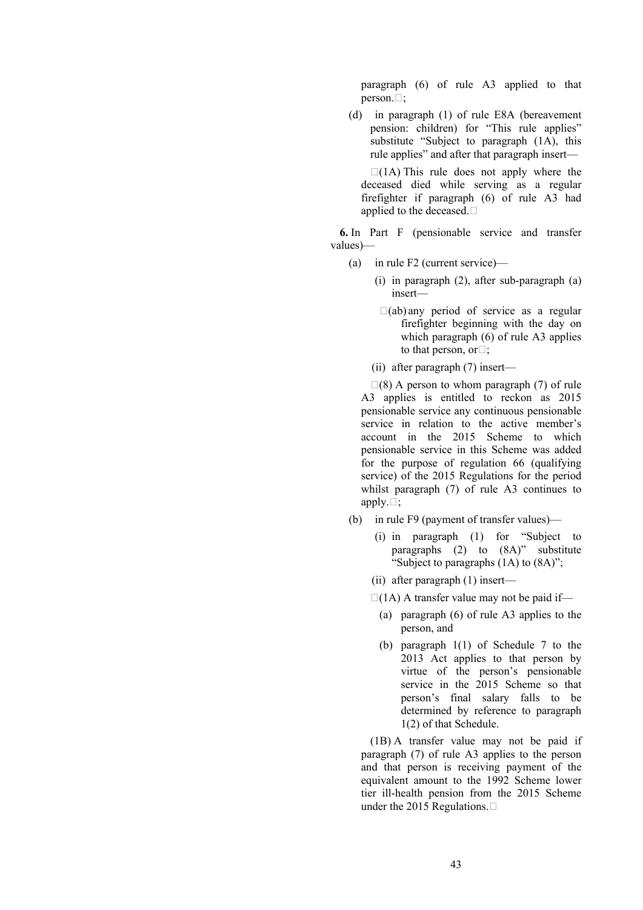paragraph (6) of rule A3 applied to that person.";

(d) in paragraph (1) of rule E8A (bereavement pension: children) for "This rule applies" substitute "Subject to paragraph (1A), this rule applies" and after that paragraph insert—

"(1A) This rule does not apply where the deceased died while serving as a regular firefighter if paragraph (6) of rule A3 had applied to the deceased."

**6.** In Part F (pensionable service and transfer values)—

(a) in rule F2 (current service)—

(i) in paragraph (2), after sub-paragraph (a) insert—

"(ab) any period of service as a regular firefighter beginning with the day on which paragraph (6) of rule A3 applies to that person, or";

(ii) after paragraph (7) insert—

"(8) A person to whom paragraph (7) of rule A3 applies is entitled to reckon as 2015 pensionable service any continuous pensionable service in relation to the active member's account in the 2015 Scheme to which pensionable service in this Scheme was added for the purpose of regulation 66 (qualifying service) of the 2015 Regulations for the period whilst paragraph (7) of rule A3 continues to apply.";

(b) in rule F9 (payment of transfer values)—

(i) in paragraph (1) for "Subject to paragraphs (2) to (8A)" substitute "Subject to paragraphs (1A) to (8A)";

(ii) after paragraph (1) insert—

"(1A) A transfer value may not be paid if—

(a) paragraph (6) of rule A3 applies to the person, and

(b) paragraph 1(1) of Schedule 7 to the 2013 Act applies to that person by virtue of the person's pensionable service in the 2015 Scheme so that person's final salary falls to be determined by reference to paragraph 1(2) of that Schedule.

(1B) A transfer value may not be paid if paragraph (7) of rule A3 applies to the person and that person is receiving payment of the equivalent amount to the 1992 Scheme lower tier ill-health pension from the 2015 Scheme under the 2015 Regulations."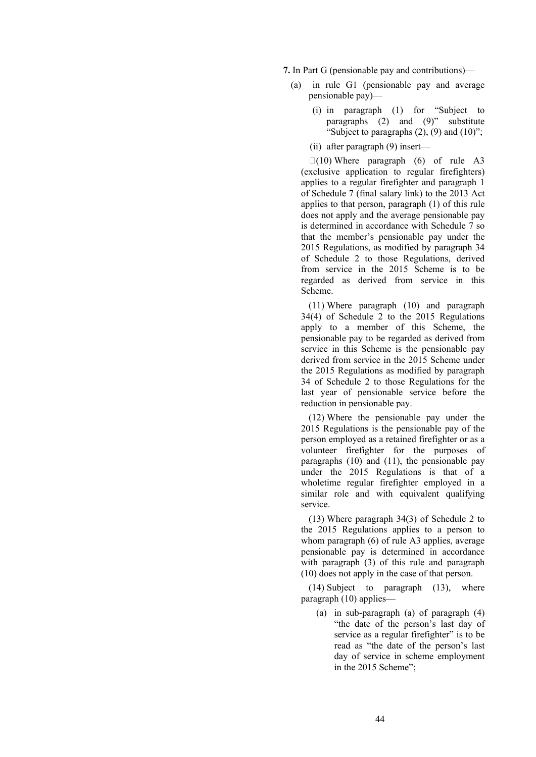**7.** In Part G (pensionable pay and contributions)—

(a) in rule G1 (pensionable pay and average pensionable pay)—

(i) in paragraph (1) for "Subject to paragraphs (2) and (9)" substitute "Subject to paragraphs (2), (9) and (10)";

(ii) after paragraph (9) insert—

"(10) Where paragraph (6) of rule A3 (exclusive application to regular firefighters) applies to a regular firefighter and paragraph 1 of Schedule 7 (final salary link) to the 2013 Act applies to that person, paragraph (1) of this rule does not apply and the average pensionable pay is determined in accordance with Schedule 7 so that the member's pensionable pay under the 2015 Regulations, as modified by paragraph 34 of Schedule 2 to those Regulations, derived from service in the 2015 Scheme is to be regarded as derived from service in this Scheme.

(11) Where paragraph (10) and paragraph 34(4) of Schedule 2 to the 2015 Regulations apply to a member of this Scheme, the pensionable pay to be regarded as derived from service in this Scheme is the pensionable pay derived from service in the 2015 Scheme under the 2015 Regulations as modified by paragraph 34 of Schedule 2 to those Regulations for the last year of pensionable service before the reduction in pensionable pay.

(12) Where the pensionable pay under the 2015 Regulations is the pensionable pay of the person employed as a retained firefighter or as a volunteer firefighter for the purposes of paragraphs (10) and (11), the pensionable pay under the 2015 Regulations is that of a wholetime regular firefighter employed in a similar role and with equivalent qualifying service.

(13) Where paragraph 34(3) of Schedule 2 to the 2015 Regulations applies to a person to whom paragraph (6) of rule A3 applies, average pensionable pay is determined in accordance with paragraph (3) of this rule and paragraph (10) does not apply in the case of that person.

(14) Subject to paragraph (13), where paragraph (10) applies—

(a) in sub-paragraph (a) of paragraph (4) "the date of the person's last day of service as a regular firefighter" is to be read as "the date of the person's last day of service in scheme employment in the 2015 Scheme";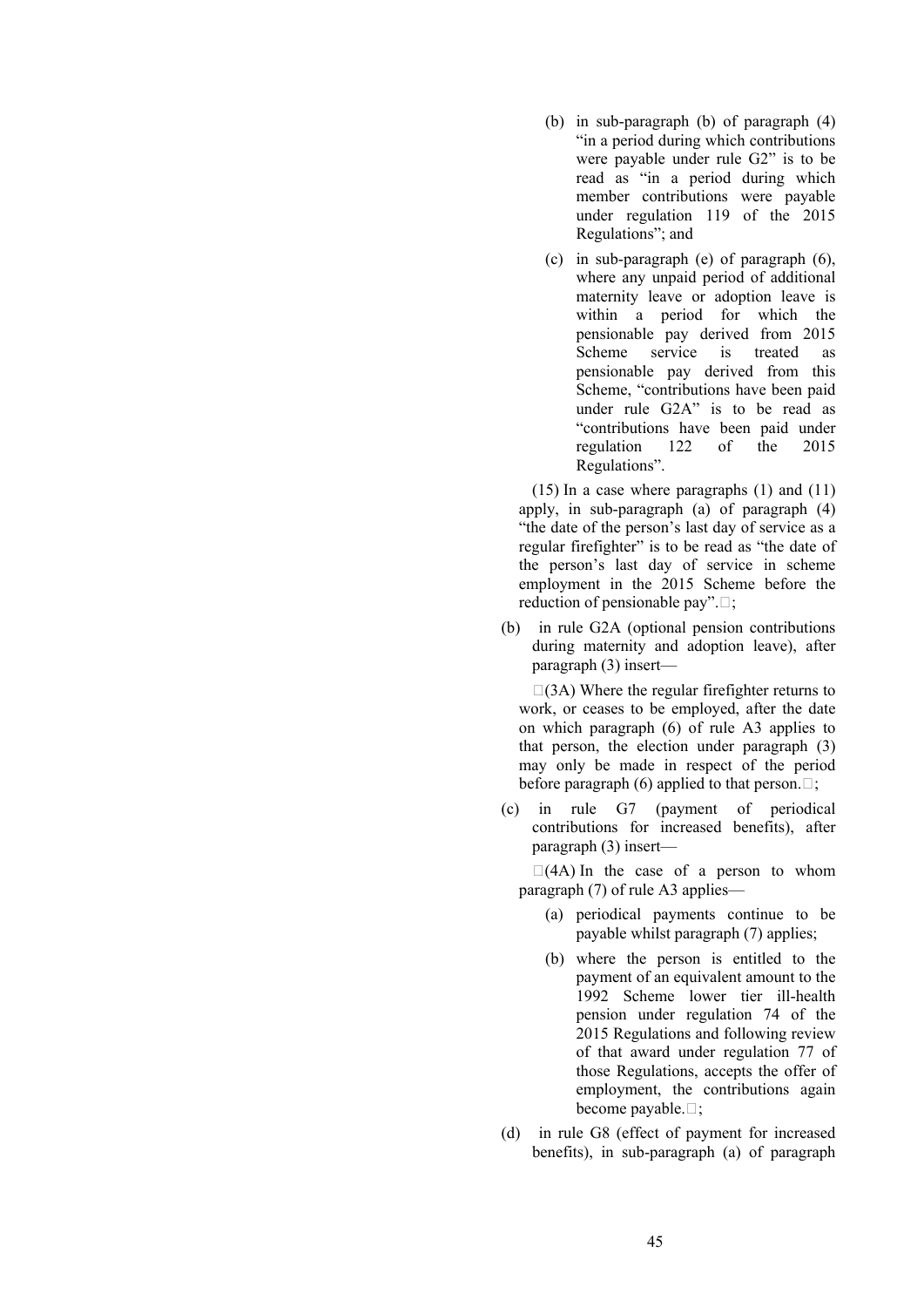(b) in sub-paragraph (b) of paragraph (4) "in a period during which contributions were payable under rule G2" is to be read as "in a period during which member contributions were payable under regulation 119 of the 2015 Regulations"; and

(c) in sub-paragraph (e) of paragraph (6), where any unpaid period of additional maternity leave or adoption leave is within a period for which the pensionable pay derived from 2015 Scheme service is treated as pensionable pay derived from this Scheme, "contributions have been paid under rule G2A" is to be read as "contributions have been paid under regulation 122 of the 2015 Regulations".

(15) In a case where paragraphs (1) and (11) apply, in sub-paragraph (a) of paragraph (4) "the date of the person's last day of service as a regular firefighter" is to be read as "the date of the person's last day of service in scheme employment in the 2015 Scheme before the reduction of pensionable pay".";

(b) in rule G2A (optional pension contributions during maternity and adoption leave), after paragraph (3) insert—

"(3A) Where the regular firefighter returns to work, or ceases to be employed, after the date on which paragraph (6) of rule A3 applies to that person, the election under paragraph (3) may only be made in respect of the period before paragraph (6) applied to that person.";

(c) in rule G7 (payment of periodical contributions for increased benefits), after paragraph (3) insert—

"(4A) In the case of a person to whom paragraph (7) of rule A3 applies—

(a) periodical payments continue to be payable whilst paragraph (7) applies;

(b) where the person is entitled to the payment of an equivalent amount to the 1992 Scheme lower tier ill-health pension under regulation 74 of the 2015 Regulations and following review of that award under regulation 77 of those Regulations, accepts the offer of employment, the contributions again become payable.";

(d) in rule G8 (effect of payment for increased benefits), in sub-paragraph (a) of paragraph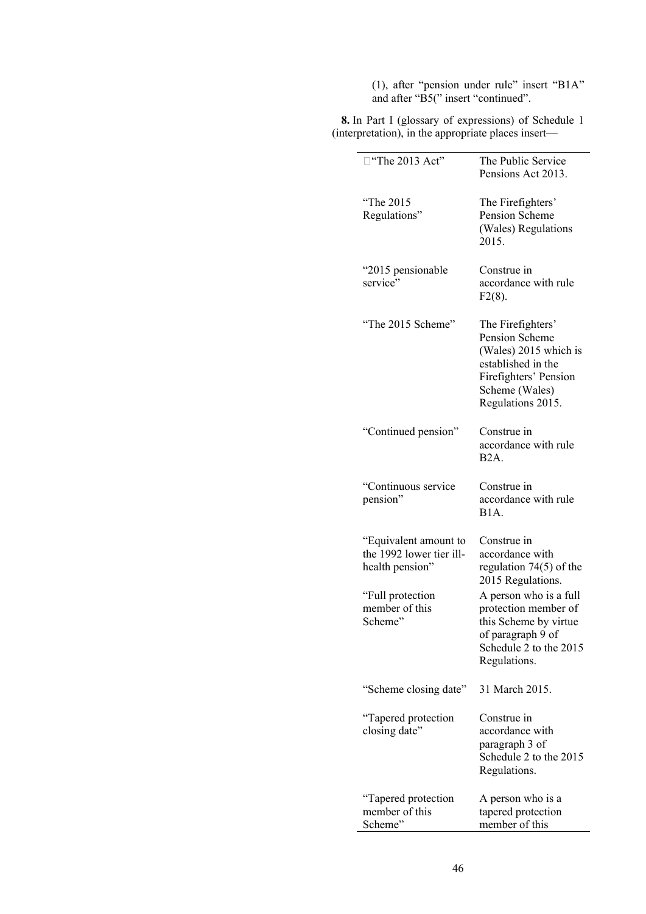(1), after "pension under rule" insert "B1A" and after "B5(" insert "continued".

**8.** In Part I (glossary of expressions) of Schedule 1 (interpretation), in the appropriate places insert—

| | |
|---|---|
| "The 2013 Act" | The Public Service Pensions Act 2013. |
| "The 2015 Regulations" | The Firefighters' Pension Scheme (Wales) Regulations 2015. |
| "2015 pensionable service" | Construe in accordance with rule F2(8). |
| "The 2015 Scheme" | The Firefighters' Pension Scheme (Wales) 2015 which is established in the Firefighters' Pension Scheme (Wales) Regulations 2015. |
| "Continued pension" | Construe in accordance with rule B2A. |
| "Continuous service pension" | Construe in accordance with rule B1A. |
| "Equivalent amount to the 1992 lower tier ill-health pension" | Construe in accordance with regulation 74(5) of the 2015 Regulations. |
| "Full protection member of this Scheme" | A person who is a full protection member of this Scheme by virtue of paragraph 9 of Schedule 2 to the 2015 Regulations. |
| "Scheme closing date" | 31 March 2015. |
| "Tapered protection closing date" | Construe in accordance with paragraph 3 of Schedule 2 to the 2015 Regulations. |
| "Tapered protection member of this Scheme" | A person who is a tapered protection member of this |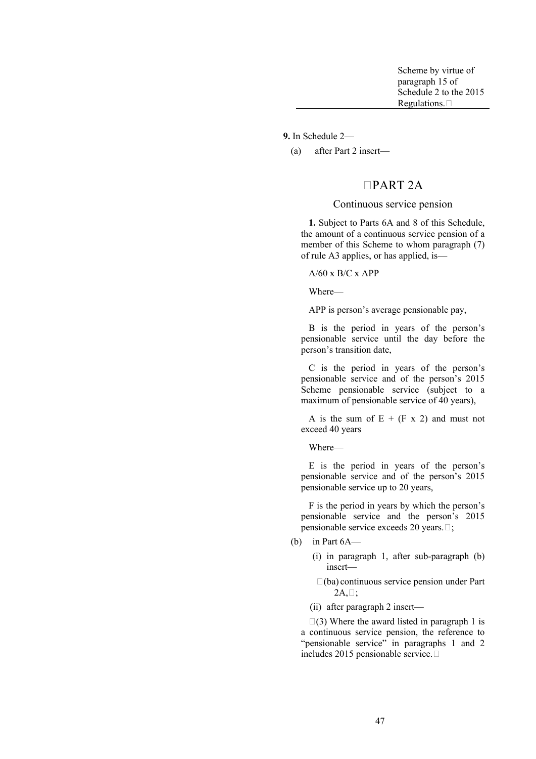Scheme by virtue of paragraph 15 of Schedule 2 to the 2015 Regulations.”

**9.** In Schedule 2—

(a) after Part 2 insert—

## “PART 2A

### Continuous service pension

**1.** Subject to Parts 6A and 8 of this Schedule, the amount of a continuous service pension of a member of this Scheme to whom paragraph (7) of rule A3 applies, or has applied, is—

$$A/60 \times B/C \times APP$$

Where—

APP is person's average pensionable pay,

B is the period in years of the person's pensionable service until the day before the person's transition date,

C is the period in years of the person's pensionable service and of the person's 2015 Scheme pensionable service (subject to a maximum of pensionable service of 40 years),

A is the sum of $E + (F \times 2)$ and must not exceed 40 years

Where—

E is the period in years of the person's pensionable service and of the person's 2015 pensionable service up to 20 years,

F is the period in years by which the person's pensionable service and the person's 2015 pensionable service exceeds 20 years.”;

(b) in Part 6A—

(i) in paragraph 1, after sub-paragraph (b) insert—

“(ba) continuous service pension under Part 2A,”;

(ii) after paragraph 2 insert—

“(3) Where the award listed in paragraph 1 is a continuous service pension, the reference to "pensionable service" in paragraphs 1 and 2 includes 2015 pensionable service.”